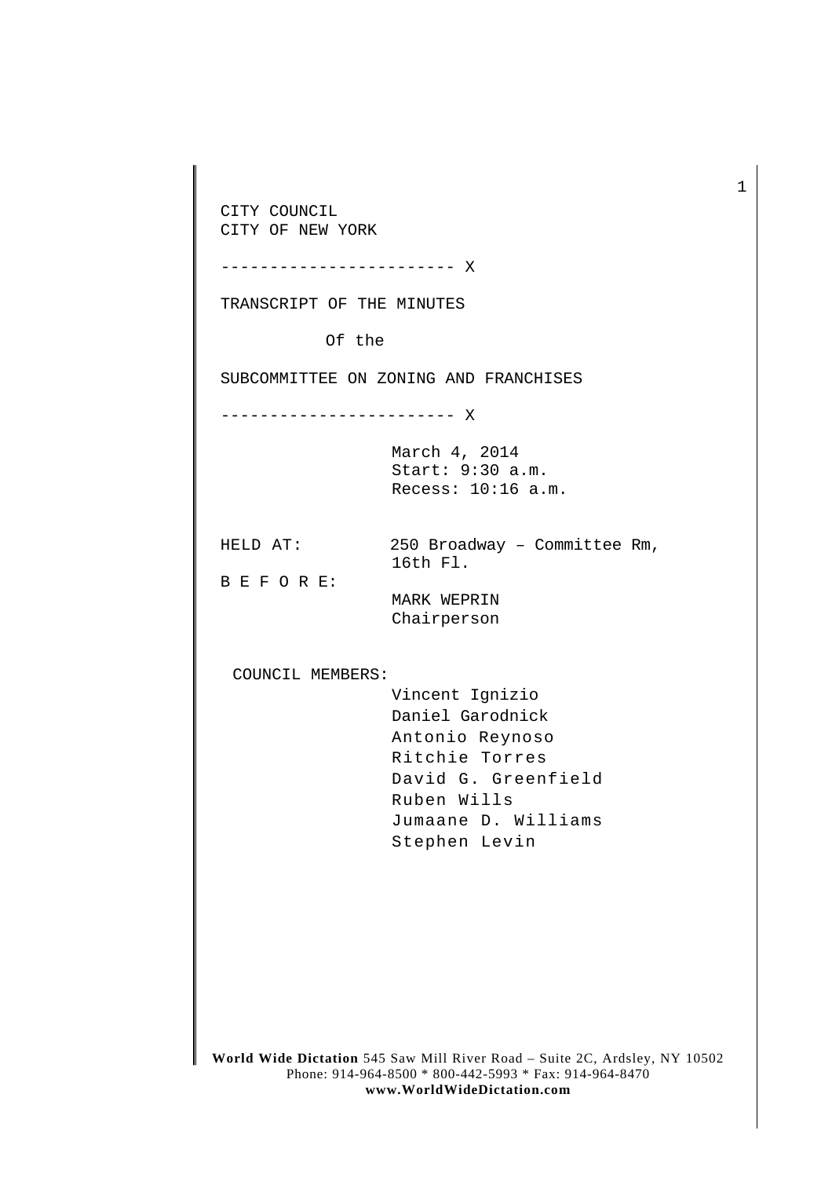CITY COUNCIL
CITY OF NEW YORK

------------------------ X

TRANSCRIPT OF THE MINUTES

Of the

SUBCOMMITTEE ON ZONING AND FRANCHISES

------------------------ X

March 4, 2014
Start: 9:30 a.m.
Recess: 10:16 a.m.

HELD AT: 250 Broadway – Committee Rm, 16th Fl.

B E F O R E:
MARK WEPRIN
Chairperson

COUNCIL MEMBERS:
Vincent Ignizio
Daniel Garodnick
Antonio Reynoso
Ritchie Torres
David G. Greenfield
Ruben Wills
Jumaane D. Williams
Stephen Levin

**World Wide Dictation** 545 Saw Mill River Road – Suite 2C, Ardsley, NY 10502
Phone: 914-964-8500 * 800-442-5993 * Fax: 914-964-8470
**www.WorldWideDictation.com**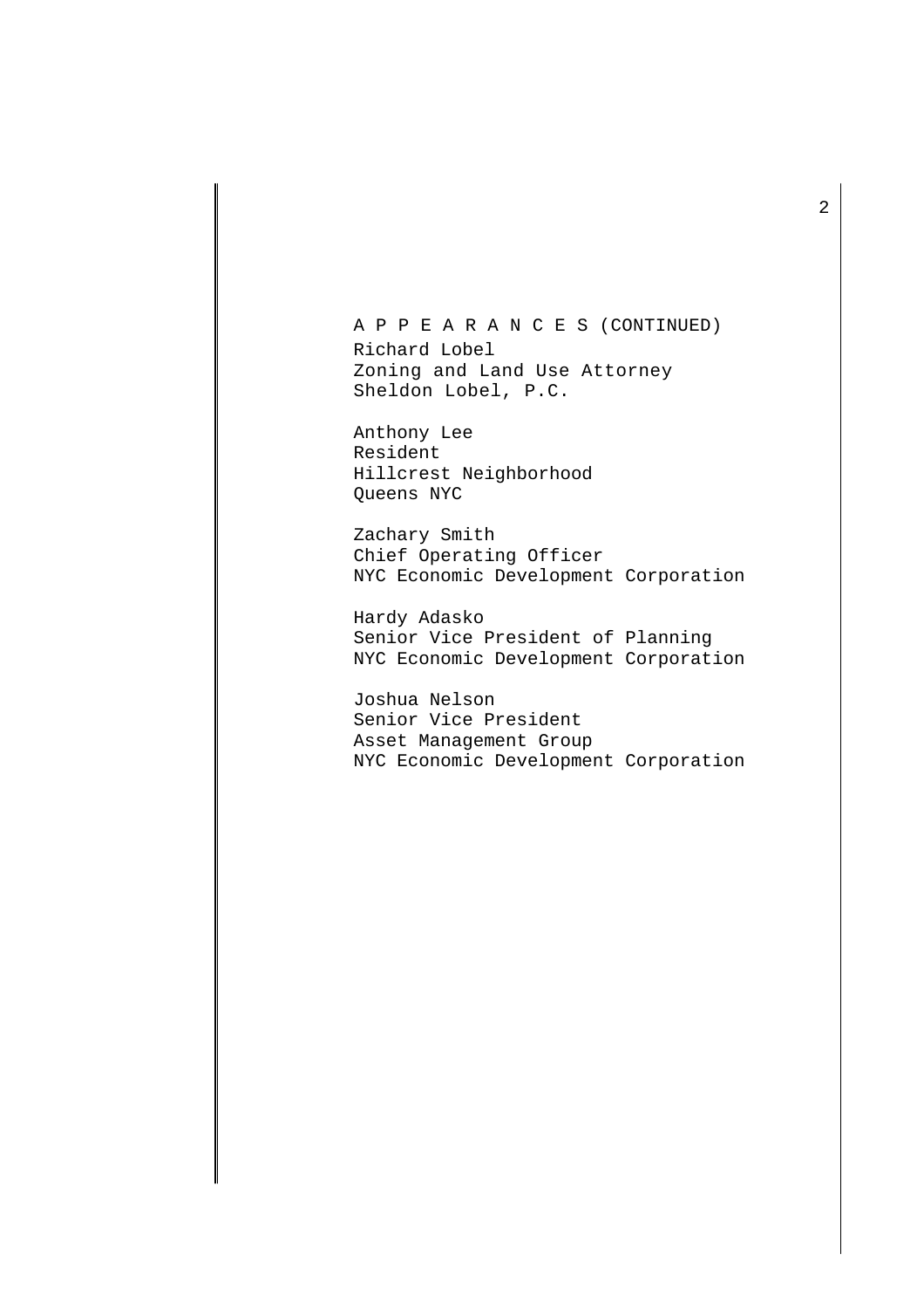A P P E A R A N C E S (CONTINUED)

Richard Lobel
Zoning and Land Use Attorney
Sheldon Lobel, P.C.

Anthony Lee
Resident
Hillcrest Neighborhood
Queens NYC

Zachary Smith
Chief Operating Officer
NYC Economic Development Corporation

Hardy Adasko
Senior Vice President of Planning
NYC Economic Development Corporation

Joshua Nelson
Senior Vice President
Asset Management Group
NYC Economic Development Corporation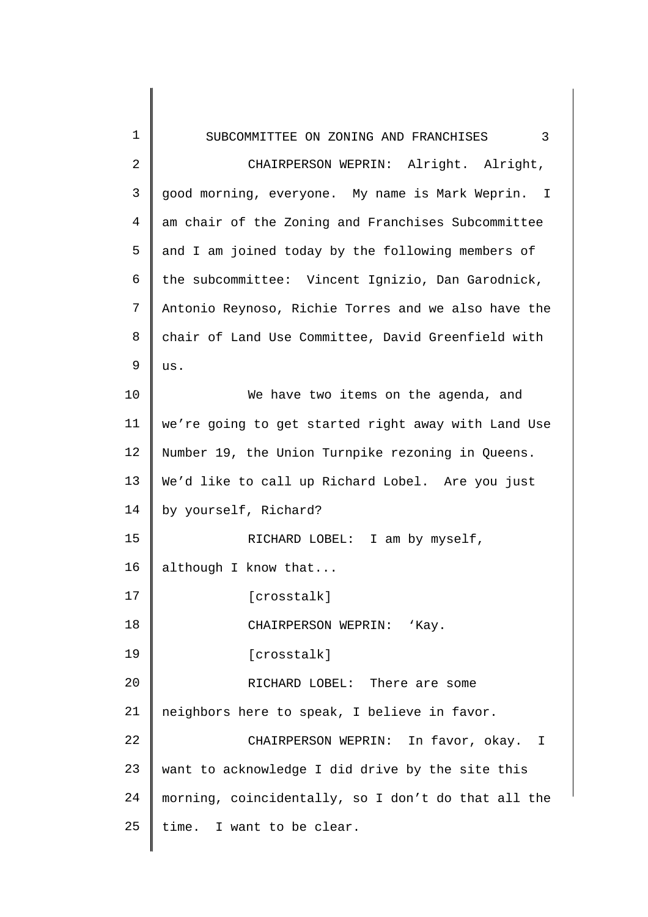CHAIRPERSON WEPRIN: Alright. Alright, good morning, everyone. My name is Mark Weprin. I am chair of the Zoning and Franchises Subcommittee and I am joined today by the following members of the subcommittee: Vincent Ignizio, Dan Garodnick, Antonio Reynoso, Richie Torres and we also have the chair of Land Use Committee, David Greenfield with us.

We have two items on the agenda, and we're going to get started right away with Land Use Number 19, the Union Turnpike rezoning in Queens. We'd like to call up Richard Lobel. Are you just by yourself, Richard?

RICHARD LOBEL: I am by myself, although I know that...

[crosstalk]

CHAIRPERSON WEPRIN: 'Kay.

[crosstalk]

RICHARD LOBEL: There are some neighbors here to speak, I believe in favor.

CHAIRPERSON WEPRIN: In favor, okay. I want to acknowledge I did drive by the site this morning, coincidentally, so I don't do that all the time. I want to be clear.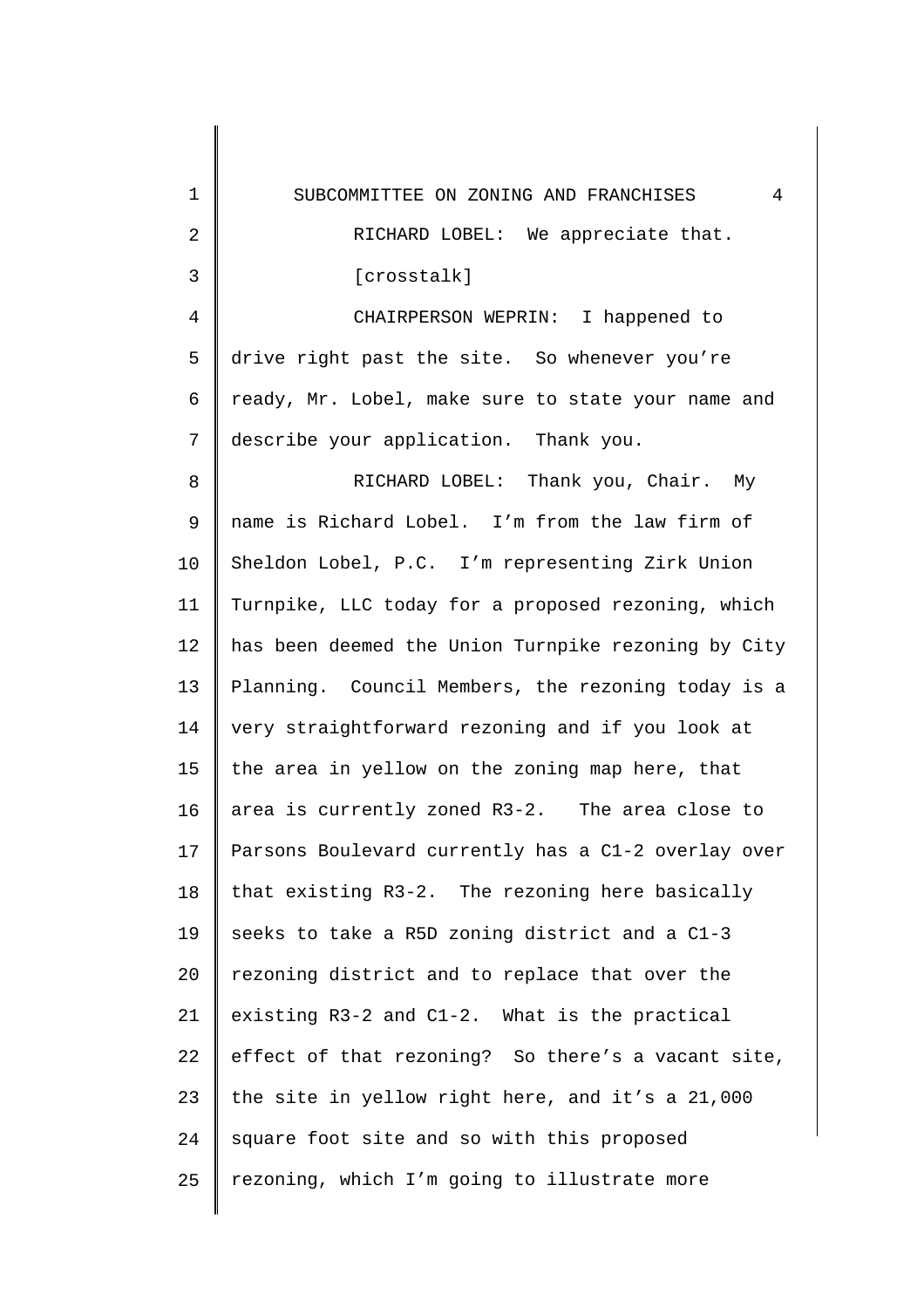RICHARD LOBEL: We appreciate that.

[crosstalk]

CHAIRPERSON WEPRIN: I happened to drive right past the site. So whenever you're ready, Mr. Lobel, make sure to state your name and describe your application. Thank you.

RICHARD LOBEL: Thank you, Chair. My name is Richard Lobel. I'm from the law firm of Sheldon Lobel, P.C. I'm representing Zirk Union Turnpike, LLC today for a proposed rezoning, which has been deemed the Union Turnpike rezoning by City Planning. Council Members, the rezoning today is a very straightforward rezoning and if you look at the area in yellow on the zoning map here, that area is currently zoned R3-2. The area close to Parsons Boulevard currently has a C1-2 overlay over that existing R3-2. The rezoning here basically seeks to take a R5D zoning district and a C1-3 rezoning district and to replace that over the existing R3-2 and C1-2. What is the practical effect of that rezoning? So there's a vacant site, the site in yellow right here, and it's a 21,000 square foot site and so with this proposed rezoning, which I'm going to illustrate more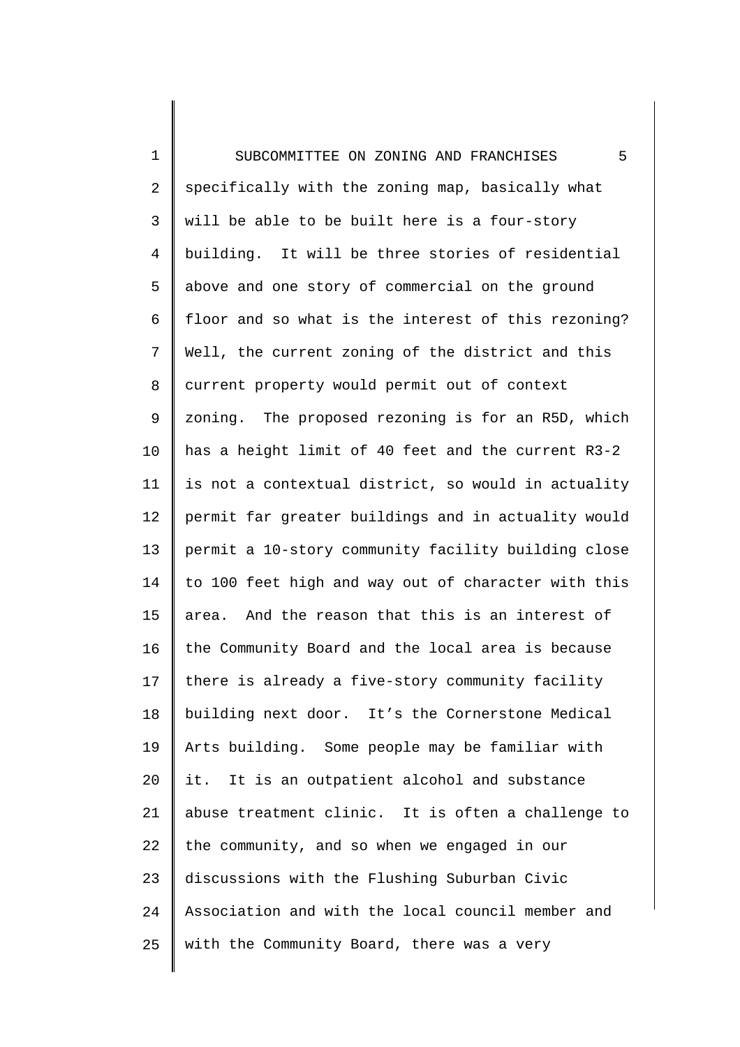specifically with the zoning map, basically what will be able to be built here is a four-story building. It will be three stories of residential above and one story of commercial on the ground floor and so what is the interest of this rezoning? Well, the current zoning of the district and this current property would permit out of context zoning. The proposed rezoning is for an R5D, which has a height limit of 40 feet and the current R3-2 is not a contextual district, so would in actuality permit far greater buildings and in actuality would permit a 10-story community facility building close to 100 feet high and way out of character with this area. And the reason that this is an interest of the Community Board and the local area is because there is already a five-story community facility building next door. It's the Cornerstone Medical Arts building. Some people may be familiar with it. It is an outpatient alcohol and substance abuse treatment clinic. It is often a challenge to the community, and so when we engaged in our discussions with the Flushing Suburban Civic Association and with the local council member and with the Community Board, there was a very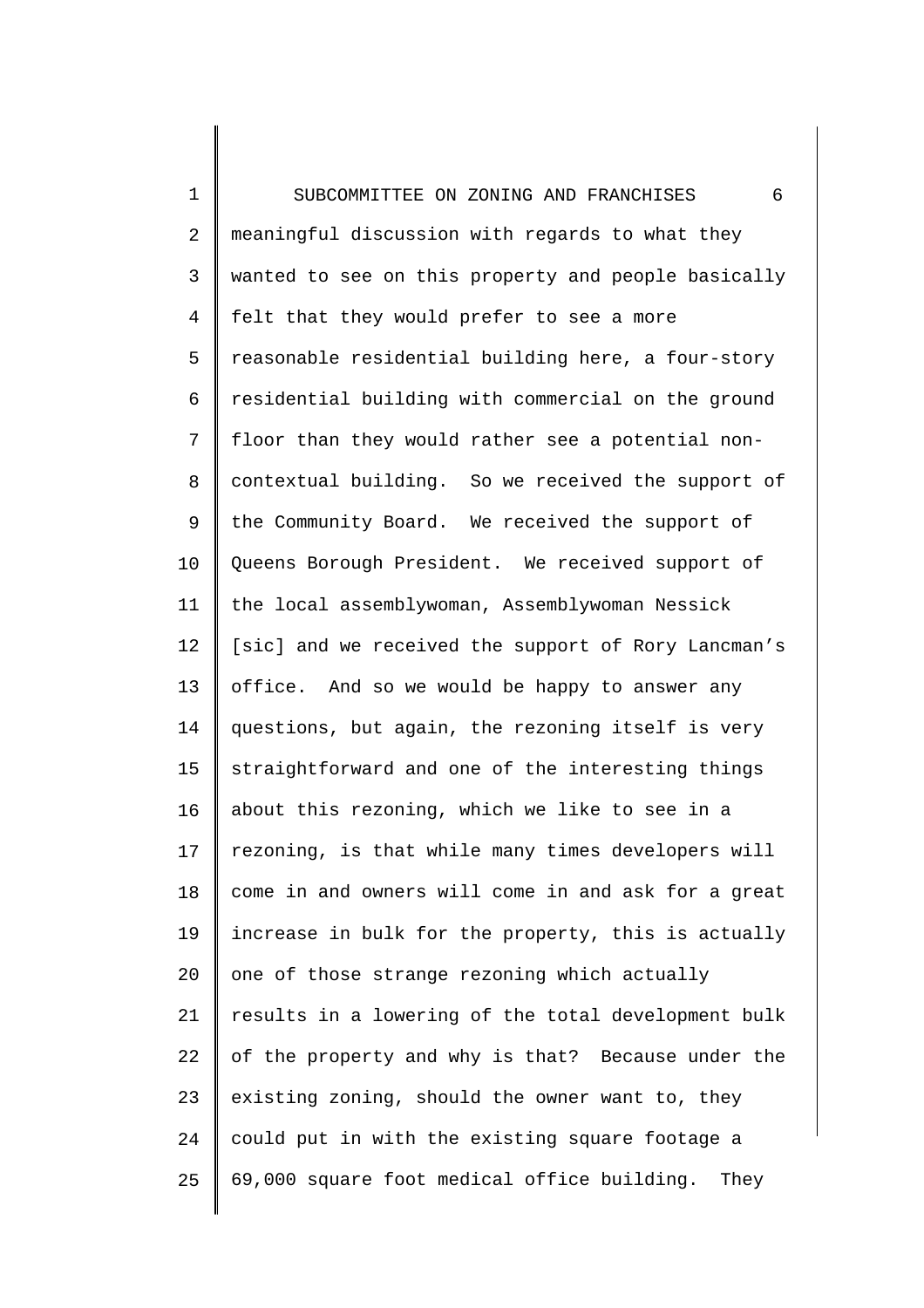meaningful discussion with regards to what they wanted to see on this property and people basically felt that they would prefer to see a more reasonable residential building here, a four-story residential building with commercial on the ground floor than they would rather see a potential non-contextual building. So we received the support of the Community Board. We received the support of Queens Borough President. We received support of the local assemblywoman, Assemblywoman Nessick [sic] and we received the support of Rory Lancman's office. And so we would be happy to answer any questions, but again, the rezoning itself is very straightforward and one of the interesting things about this rezoning, which we like to see in a rezoning, is that while many times developers will come in and owners will come in and ask for a great increase in bulk for the property, this is actually one of those strange rezoning which actually results in a lowering of the total development bulk of the property and why is that? Because under the existing zoning, should the owner want to, they could put in with the existing square footage a 69,000 square foot medical office building. They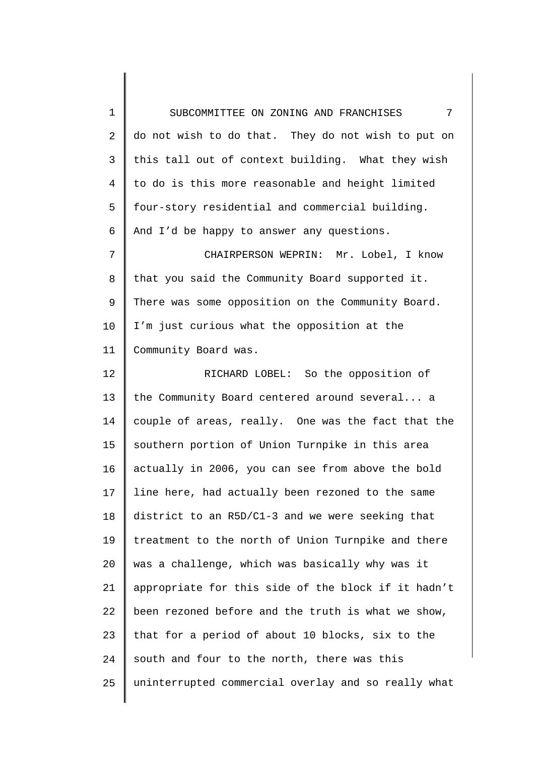do not wish to do that. They do not wish to put on this tall out of context building. What they wish to do is this more reasonable and height limited four-story residential and commercial building. And I'd be happy to answer any questions.

CHAIRPERSON WEPRIN: Mr. Lobel, I know that you said the Community Board supported it. There was some opposition on the Community Board. I'm just curious what the opposition at the Community Board was.

RICHARD LOBEL: So the opposition of the Community Board centered around several... a couple of areas, really. One was the fact that the southern portion of Union Turnpike in this area actually in 2006, you can see from above the bold line here, had actually been rezoned to the same district to an R5D/C1-3 and we were seeking that treatment to the north of Union Turnpike and there was a challenge, which was basically why was it appropriate for this side of the block if it hadn't been rezoned before and the truth is what we show, that for a period of about 10 blocks, six to the south and four to the north, there was this uninterrupted commercial overlay and so really what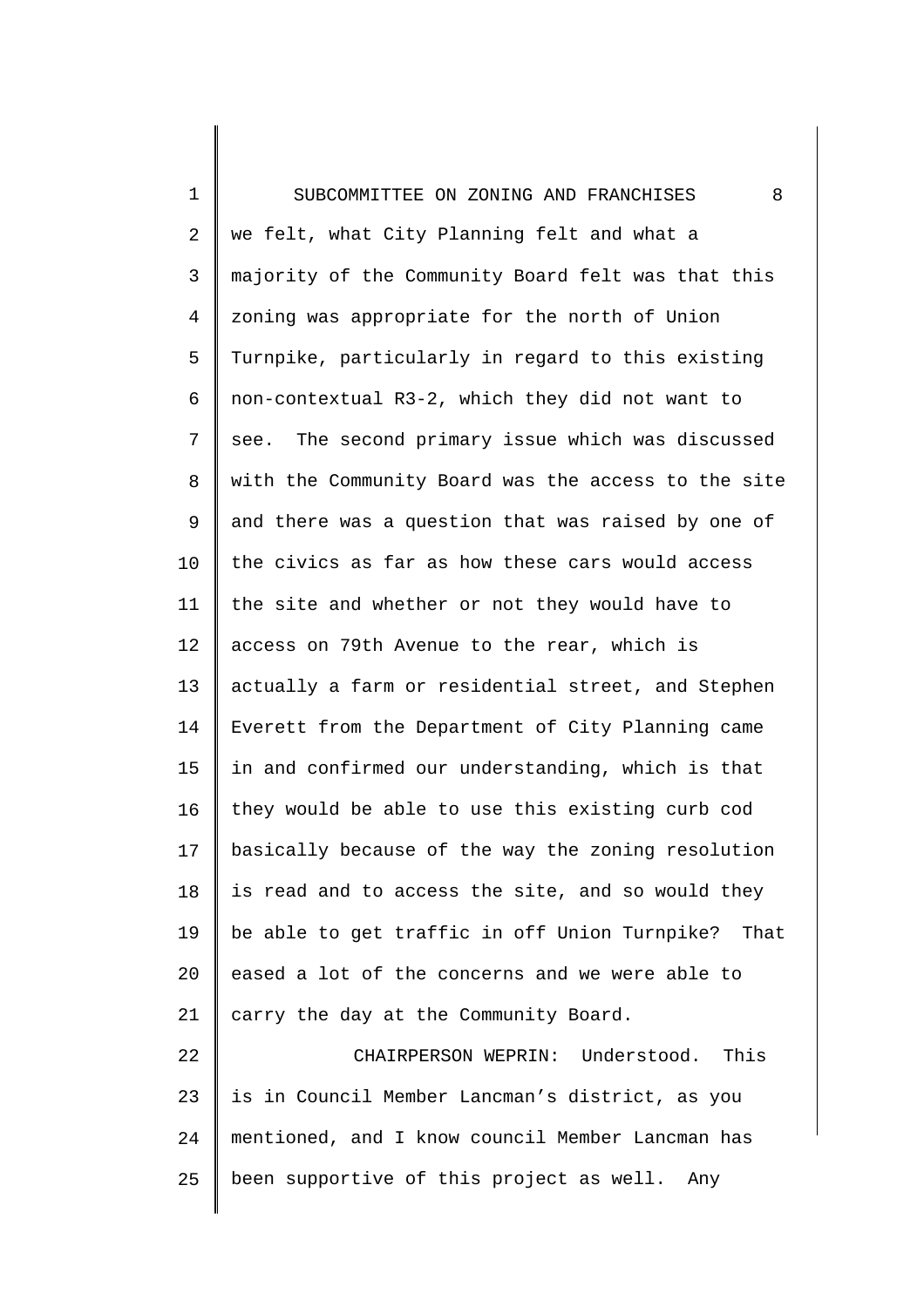we felt, what City Planning felt and what a majority of the Community Board felt was that this zoning was appropriate for the north of Union Turnpike, particularly in regard to this existing non-contextual R3-2, which they did not want to see. The second primary issue which was discussed with the Community Board was the access to the site and there was a question that was raised by one of the civics as far as how these cars would access the site and whether or not they would have to access on 79th Avenue to the rear, which is actually a farm or residential street, and Stephen Everett from the Department of City Planning came in and confirmed our understanding, which is that they would be able to use this existing curb cod basically because of the way the zoning resolution is read and to access the site, and so would they be able to get traffic in off Union Turnpike? That eased a lot of the concerns and we were able to carry the day at the Community Board.

CHAIRPERSON WEPRIN: Understood. This is in Council Member Lancman's district, as you mentioned, and I know council Member Lancman has been supportive of this project as well. Any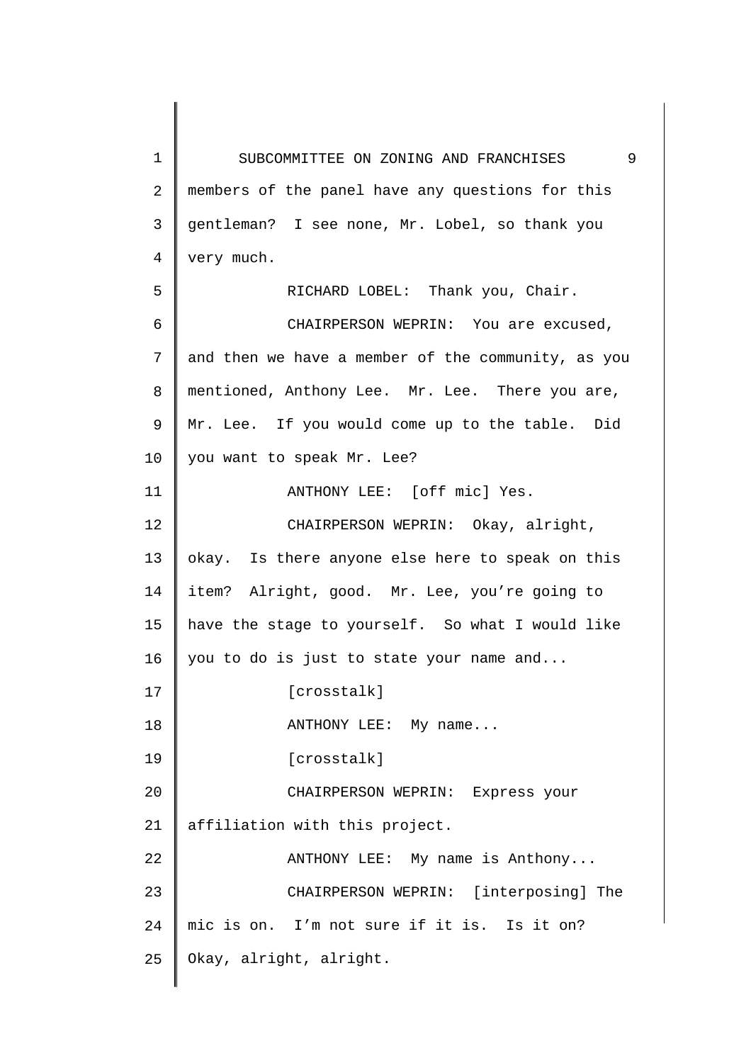members of the panel have any questions for this gentleman? I see none, Mr. Lobel, so thank you very much.

RICHARD LOBEL: Thank you, Chair.

CHAIRPERSON WEPRIN: You are excused, and then we have a member of the community, as you mentioned, Anthony Lee. Mr. Lee. There you are, Mr. Lee. If you would come up to the table. Did you want to speak Mr. Lee?

ANTHONY LEE: [off mic] Yes.

CHAIRPERSON WEPRIN: Okay, alright, okay. Is there anyone else here to speak on this item? Alright, good. Mr. Lee, you're going to have the stage to yourself. So what I would like you to do is just to state your name and...

[crosstalk]

ANTHONY LEE: My name...

[crosstalk]

CHAIRPERSON WEPRIN: Express your affiliation with this project.

ANTHONY LEE: My name is Anthony...

CHAIRPERSON WEPRIN: [interposing] The mic is on. I'm not sure if it is. Is it on? Okay, alright, alright.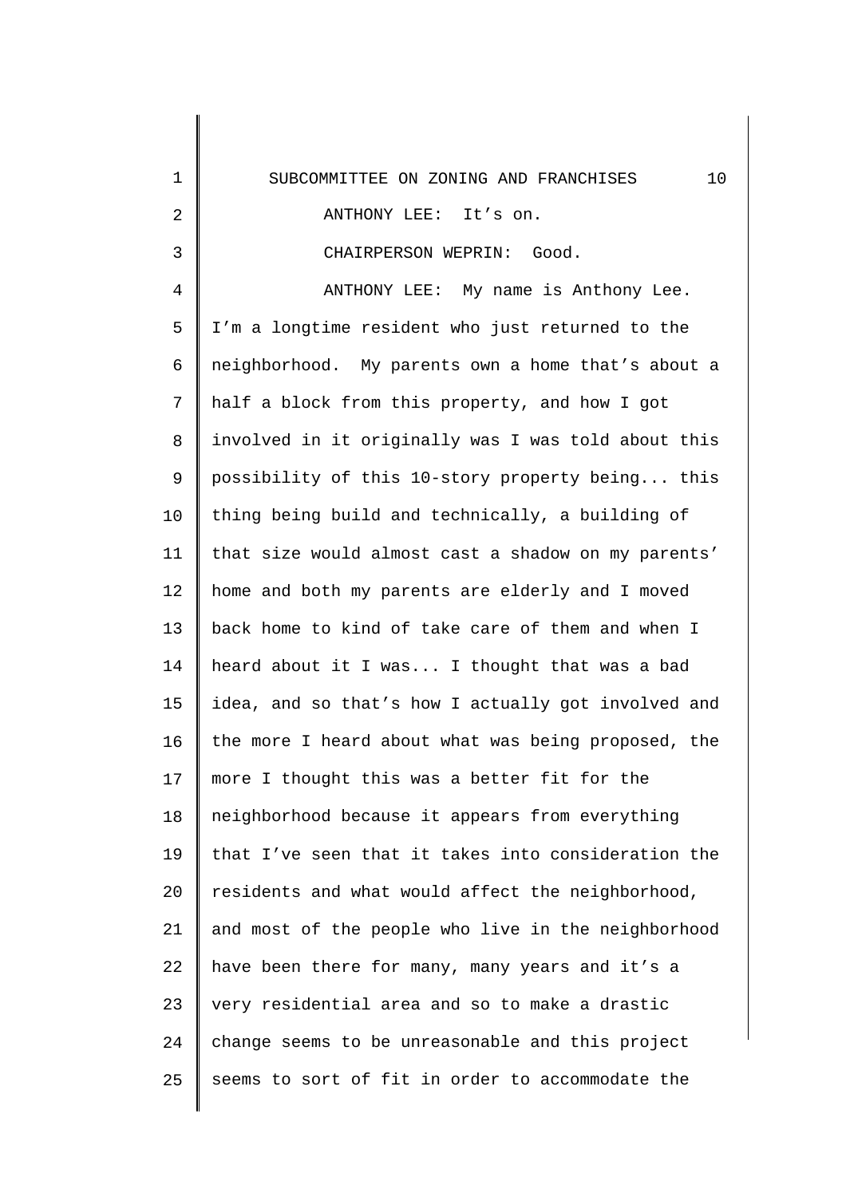ANTHONY LEE: It's on.

CHAIRPERSON WEPRIN: Good.

ANTHONY LEE: My name is Anthony Lee. I'm a longtime resident who just returned to the neighborhood. My parents own a home that's about a half a block from this property, and how I got involved in it originally was I was told about this possibility of this 10-story property being... this thing being build and technically, a building of that size would almost cast a shadow on my parents' home and both my parents are elderly and I moved back home to kind of take care of them and when I heard about it I was... I thought that was a bad idea, and so that's how I actually got involved and the more I heard about what was being proposed, the more I thought this was a better fit for the neighborhood because it appears from everything that I've seen that it takes into consideration the residents and what would affect the neighborhood, and most of the people who live in the neighborhood have been there for many, many years and it's a very residential area and so to make a drastic change seems to be unreasonable and this project seems to sort of fit in order to accommodate the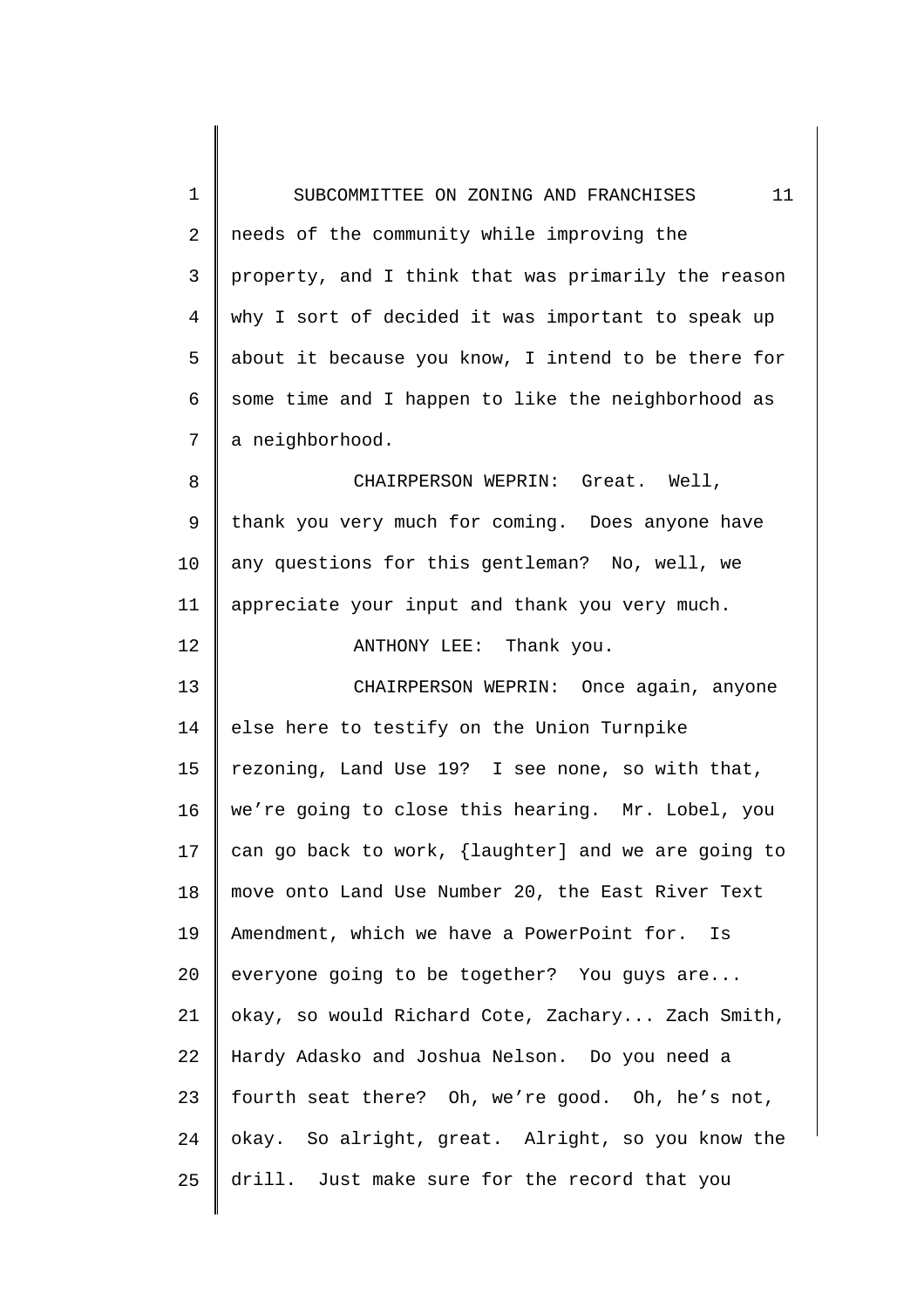needs of the community while improving the property, and I think that was primarily the reason why I sort of decided it was important to speak up about it because you know, I intend to be there for some time and I happen to like the neighborhood as a neighborhood.

CHAIRPERSON WEPRIN: Great. Well, thank you very much for coming. Does anyone have any questions for this gentleman? No, well, we appreciate your input and thank you very much.

ANTHONY LEE: Thank you.

CHAIRPERSON WEPRIN: Once again, anyone else here to testify on the Union Turnpike rezoning, Land Use 19? I see none, so with that, we're going to close this hearing. Mr. Lobel, you can go back to work, {laughter] and we are going to move onto Land Use Number 20, the East River Text Amendment, which we have a PowerPoint for. Is everyone going to be together? You guys are... okay, so would Richard Cote, Zachary... Zach Smith, Hardy Adasko and Joshua Nelson. Do you need a fourth seat there? Oh, we're good. Oh, he's not, okay. So alright, great. Alright, so you know the drill. Just make sure for the record that you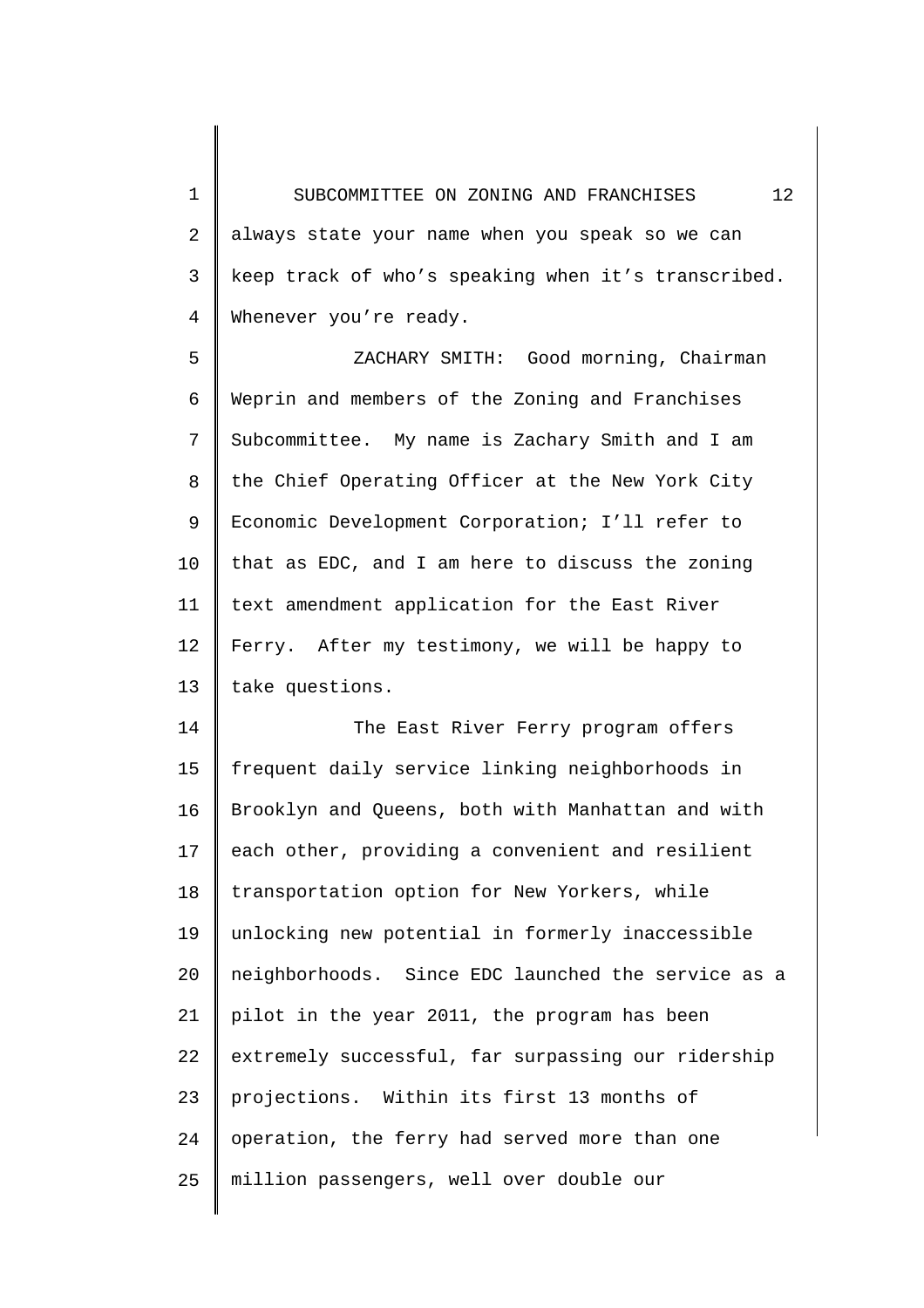always state your name when you speak so we can keep track of who's speaking when it's transcribed. Whenever you're ready.

ZACHARY SMITH: Good morning, Chairman Weprin and members of the Zoning and Franchises Subcommittee. My name is Zachary Smith and I am the Chief Operating Officer at the New York City Economic Development Corporation; I'll refer to that as EDC, and I am here to discuss the zoning text amendment application for the East River Ferry. After my testimony, we will be happy to take questions.

The East River Ferry program offers frequent daily service linking neighborhoods in Brooklyn and Queens, both with Manhattan and with each other, providing a convenient and resilient transportation option for New Yorkers, while unlocking new potential in formerly inaccessible neighborhoods. Since EDC launched the service as a pilot in the year 2011, the program has been extremely successful, far surpassing our ridership projections. Within its first 13 months of operation, the ferry had served more than one million passengers, well over double our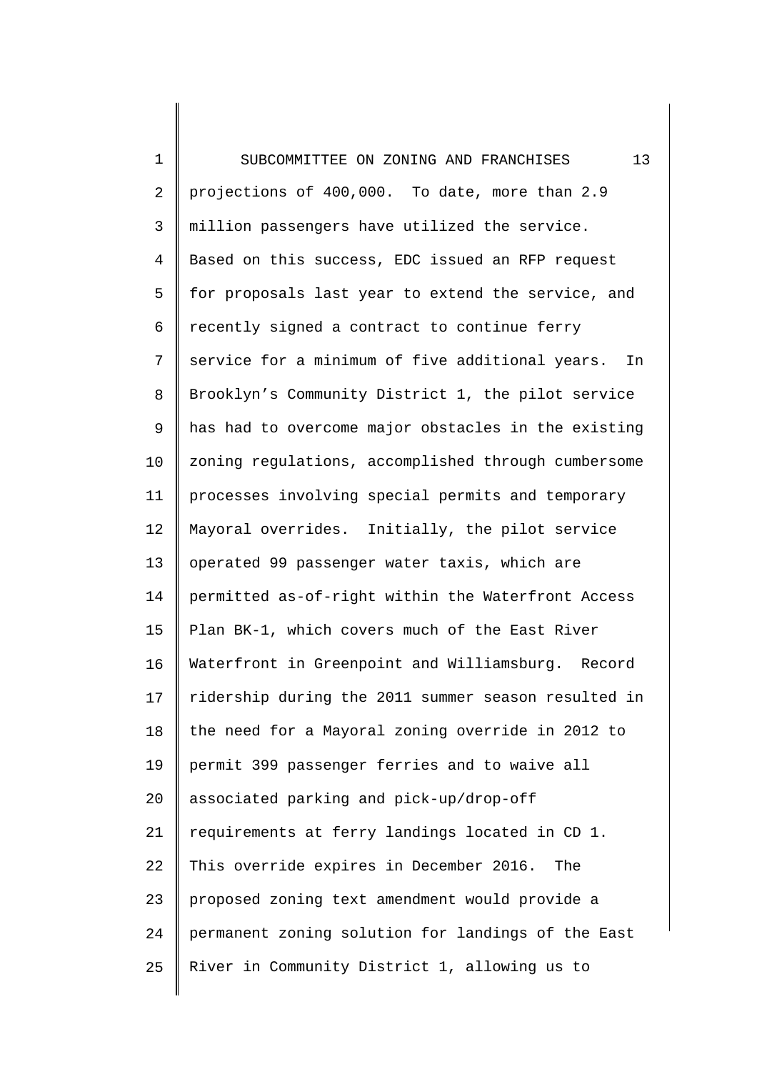projections of 400,000. To date, more than 2.9 million passengers have utilized the service. Based on this success, EDC issued an RFP request for proposals last year to extend the service, and recently signed a contract to continue ferry service for a minimum of five additional years. In Brooklyn's Community District 1, the pilot service has had to overcome major obstacles in the existing zoning regulations, accomplished through cumbersome processes involving special permits and temporary Mayoral overrides. Initially, the pilot service operated 99 passenger water taxis, which are permitted as-of-right within the Waterfront Access Plan BK-1, which covers much of the East River Waterfront in Greenpoint and Williamsburg. Record ridership during the 2011 summer season resulted in the need for a Mayoral zoning override in 2012 to permit 399 passenger ferries and to waive all associated parking and pick-up/drop-off requirements at ferry landings located in CD 1. This override expires in December 2016. The proposed zoning text amendment would provide a permanent zoning solution for landings of the East River in Community District 1, allowing us to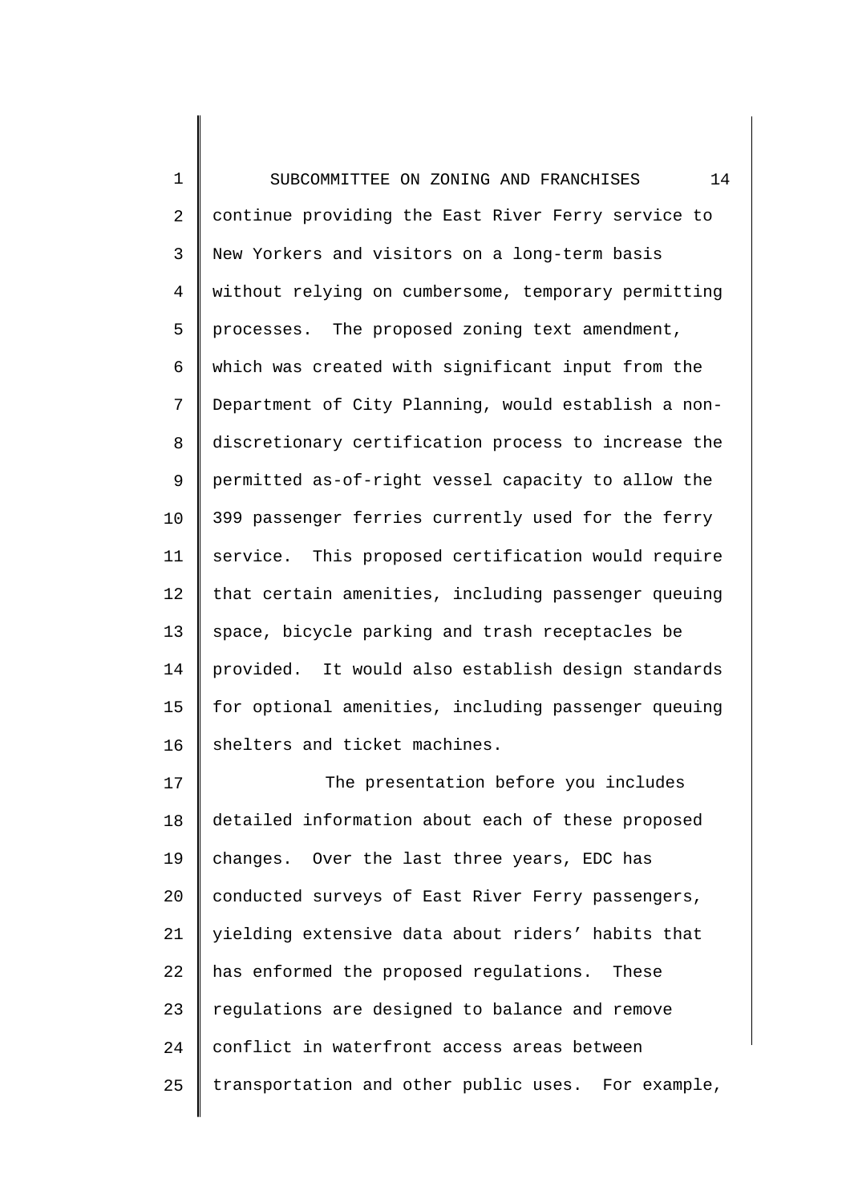continue providing the East River Ferry service to New Yorkers and visitors on a long-term basis without relying on cumbersome, temporary permitting processes. The proposed zoning text amendment, which was created with significant input from the Department of City Planning, would establish a non-discretionary certification process to increase the permitted as-of-right vessel capacity to allow the 399 passenger ferries currently used for the ferry service. This proposed certification would require that certain amenities, including passenger queuing space, bicycle parking and trash receptacles be provided. It would also establish design standards for optional amenities, including passenger queuing shelters and ticket machines.

The presentation before you includes detailed information about each of these proposed changes. Over the last three years, EDC has conducted surveys of East River Ferry passengers, yielding extensive data about riders' habits that has enformed the proposed regulations. These regulations are designed to balance and remove conflict in waterfront access areas between transportation and other public uses. For example,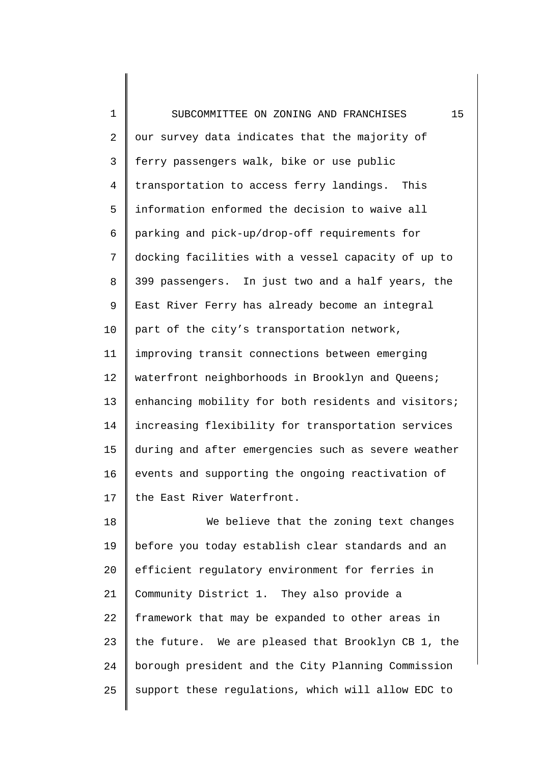our survey data indicates that the majority of ferry passengers walk, bike or use public transportation to access ferry landings. This information enformed the decision to waive all parking and pick-up/drop-off requirements for docking facilities with a vessel capacity of up to 399 passengers. In just two and a half years, the East River Ferry has already become an integral part of the city's transportation network, improving transit connections between emerging waterfront neighborhoods in Brooklyn and Queens; enhancing mobility for both residents and visitors; increasing flexibility for transportation services during and after emergencies such as severe weather events and supporting the ongoing reactivation of the East River Waterfront.

We believe that the zoning text changes before you today establish clear standards and an efficient regulatory environment for ferries in Community District 1. They also provide a framework that may be expanded to other areas in the future. We are pleased that Brooklyn CB 1, the borough president and the City Planning Commission support these regulations, which will allow EDC to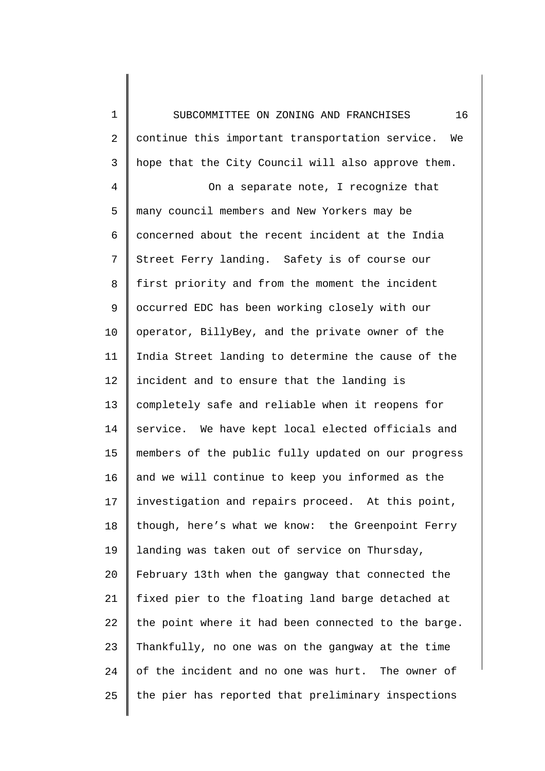continue this important transportation service. We hope that the City Council will also approve them.

On a separate note, I recognize that many council members and New Yorkers may be concerned about the recent incident at the India Street Ferry landing. Safety is of course our first priority and from the moment the incident occurred EDC has been working closely with our operator, BillyBey, and the private owner of the India Street landing to determine the cause of the incident and to ensure that the landing is completely safe and reliable when it reopens for service. We have kept local elected officials and members of the public fully updated on our progress and we will continue to keep you informed as the investigation and repairs proceed. At this point, though, here's what we know: the Greenpoint Ferry landing was taken out of service on Thursday, February 13th when the gangway that connected the fixed pier to the floating land barge detached at the point where it had been connected to the barge. Thankfully, no one was on the gangway at the time of the incident and no one was hurt. The owner of the pier has reported that preliminary inspections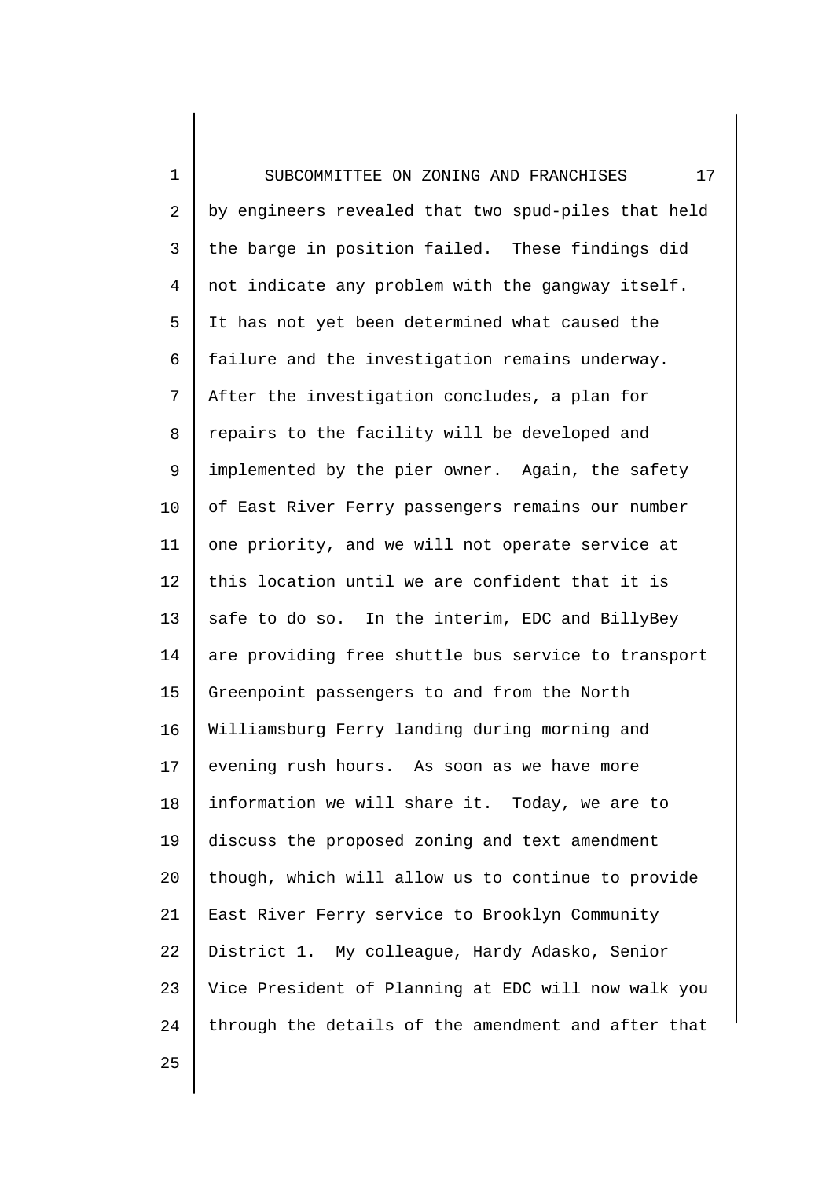by engineers revealed that two spud-piles that held the barge in position failed. These findings did not indicate any problem with the gangway itself. It has not yet been determined what caused the failure and the investigation remains underway. After the investigation concludes, a plan for repairs to the facility will be developed and implemented by the pier owner. Again, the safety of East River Ferry passengers remains our number one priority, and we will not operate service at this location until we are confident that it is safe to do so. In the interim, EDC and BillyBey are providing free shuttle bus service to transport Greenpoint passengers to and from the North Williamsburg Ferry landing during morning and evening rush hours. As soon as we have more information we will share it. Today, we are to discuss the proposed zoning and text amendment though, which will allow us to continue to provide East River Ferry service to Brooklyn Community District 1. My colleague, Hardy Adasko, Senior Vice President of Planning at EDC will now walk you through the details of the amendment and after that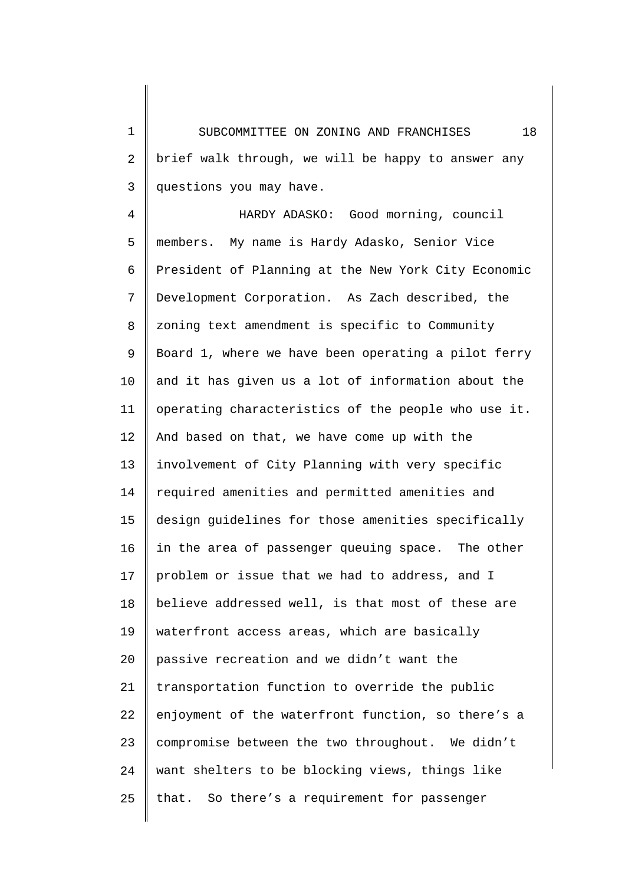brief walk through, we will be happy to answer any questions you may have.

HARDY ADASKO: Good morning, council members. My name is Hardy Adasko, Senior Vice President of Planning at the New York City Economic Development Corporation. As Zach described, the zoning text amendment is specific to Community Board 1, where we have been operating a pilot ferry and it has given us a lot of information about the operating characteristics of the people who use it. And based on that, we have come up with the involvement of City Planning with very specific required amenities and permitted amenities and design guidelines for those amenities specifically in the area of passenger queuing space. The other problem or issue that we had to address, and I believe addressed well, is that most of these are waterfront access areas, which are basically passive recreation and we didn't want the transportation function to override the public enjoyment of the waterfront function, so there's a compromise between the two throughout. We didn't want shelters to be blocking views, things like that. So there's a requirement for passenger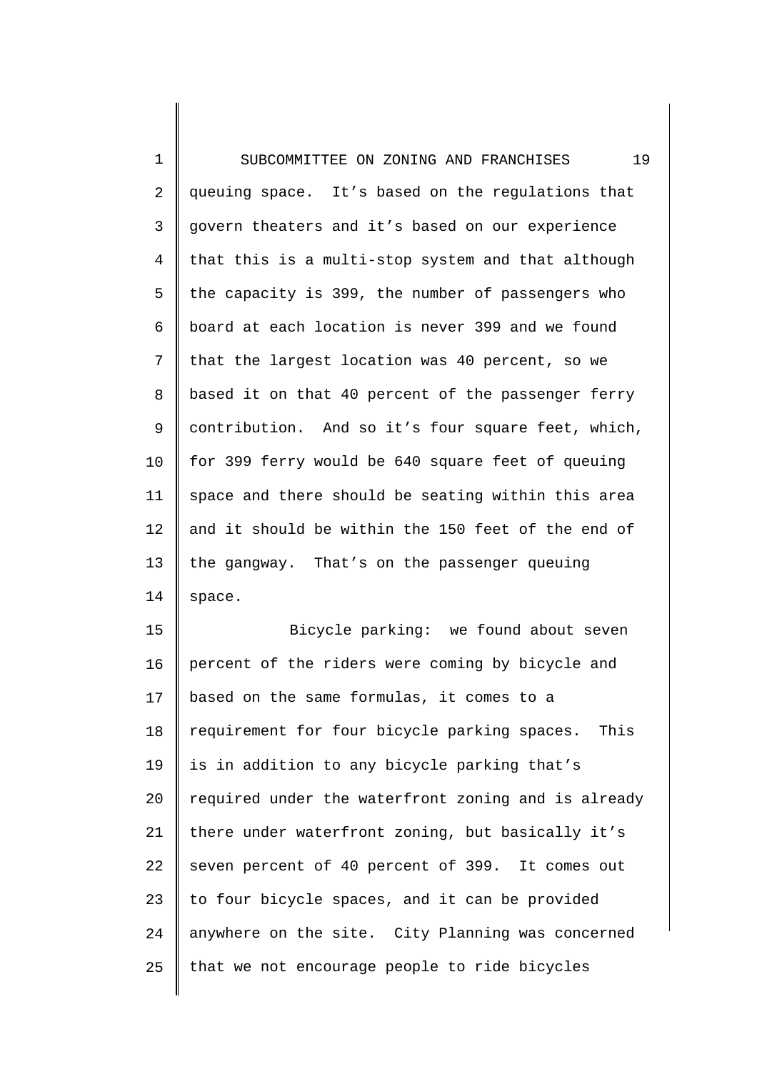queuing space. It's based on the regulations that govern theaters and it's based on our experience that this is a multi-stop system and that although the capacity is 399, the number of passengers who board at each location is never 399 and we found that the largest location was 40 percent, so we based it on that 40 percent of the passenger ferry contribution. And so it's four square feet, which, for 399 ferry would be 640 square feet of queuing space and there should be seating within this area and it should be within the 150 feet of the end of the gangway. That's on the passenger queuing space.

Bicycle parking: we found about seven percent of the riders were coming by bicycle and based on the same formulas, it comes to a requirement for four bicycle parking spaces. This is in addition to any bicycle parking that's required under the waterfront zoning and is already there under waterfront zoning, but basically it's seven percent of 40 percent of 399. It comes out to four bicycle spaces, and it can be provided anywhere on the site. City Planning was concerned that we not encourage people to ride bicycles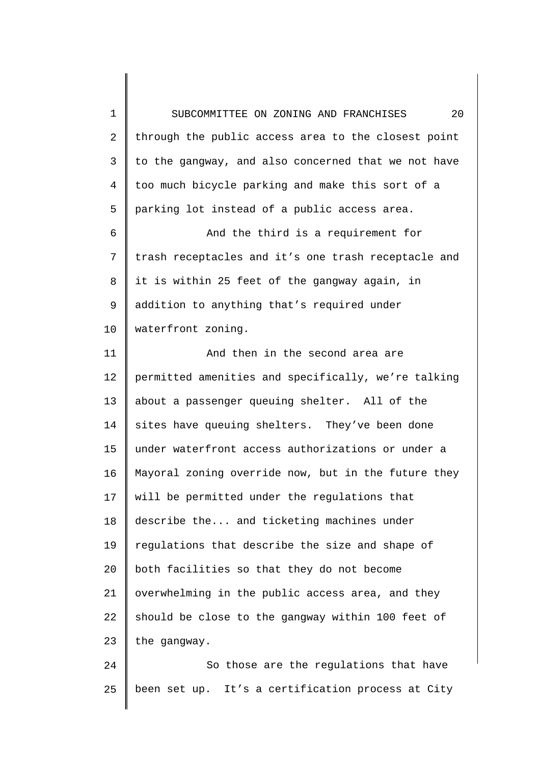through the public access area to the closest point to the gangway, and also concerned that we not have too much bicycle parking and make this sort of a parking lot instead of a public access area.

And the third is a requirement for trash receptacles and it's one trash receptacle and it is within 25 feet of the gangway again, in addition to anything that's required under waterfront zoning.

And then in the second area are permitted amenities and specifically, we're talking about a passenger queuing shelter. All of the sites have queuing shelters. They've been done under waterfront access authorizations or under a Mayoral zoning override now, but in the future they will be permitted under the regulations that describe the... and ticketing machines under regulations that describe the size and shape of both facilities so that they do not become overwhelming in the public access area, and they should be close to the gangway within 100 feet of the gangway.

So those are the regulations that have been set up. It's a certification process at City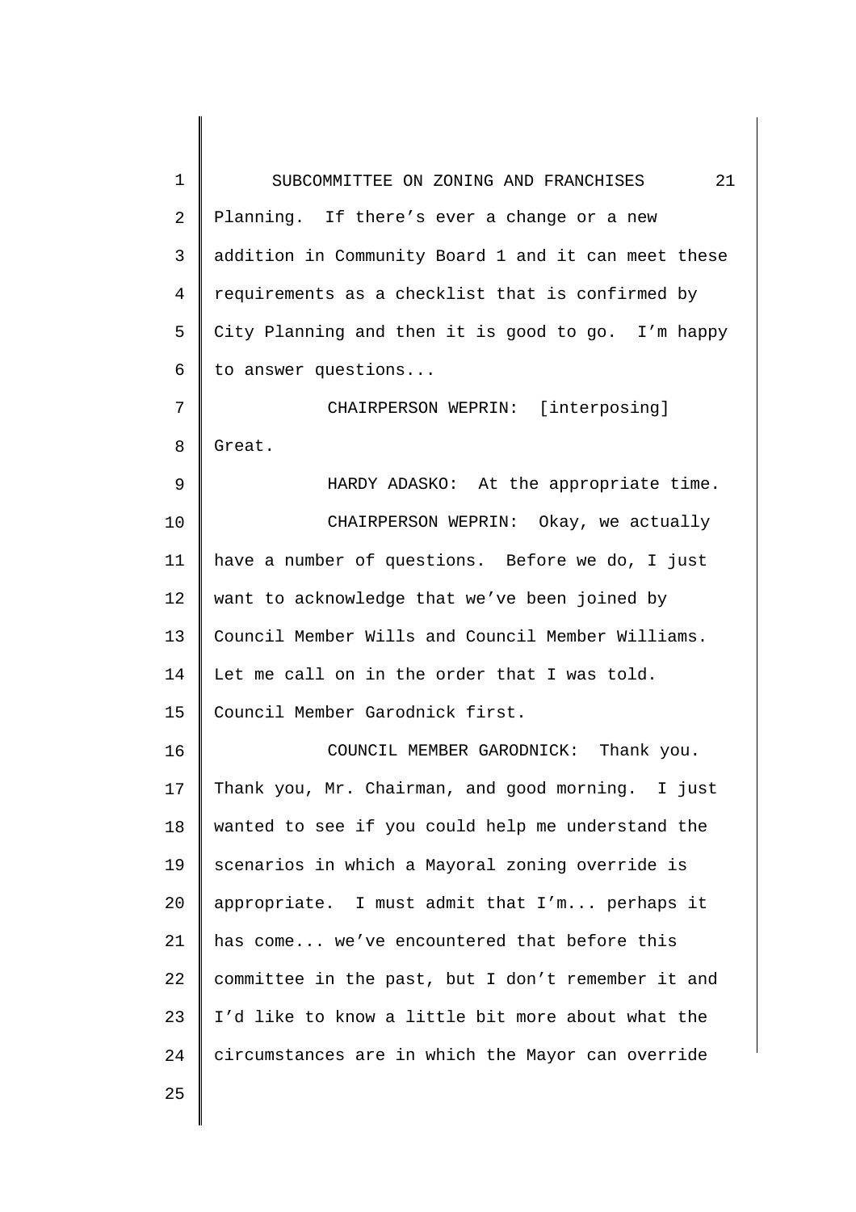Planning. If there's ever a change or a new addition in Community Board 1 and it can meet these requirements as a checklist that is confirmed by City Planning and then it is good to go. I'm happy to answer questions...

CHAIRPERSON WEPRIN: [interposing] Great.

HARDY ADASKO: At the appropriate time.

CHAIRPERSON WEPRIN: Okay, we actually have a number of questions. Before we do, I just want to acknowledge that we've been joined by Council Member Wills and Council Member Williams. Let me call on in the order that I was told. Council Member Garodnick first.

COUNCIL MEMBER GARODNICK: Thank you. Thank you, Mr. Chairman, and good morning. I just wanted to see if you could help me understand the scenarios in which a Mayoral zoning override is appropriate. I must admit that I'm... perhaps it has come... we've encountered that before this committee in the past, but I don't remember it and I'd like to know a little bit more about what the circumstances are in which the Mayor can override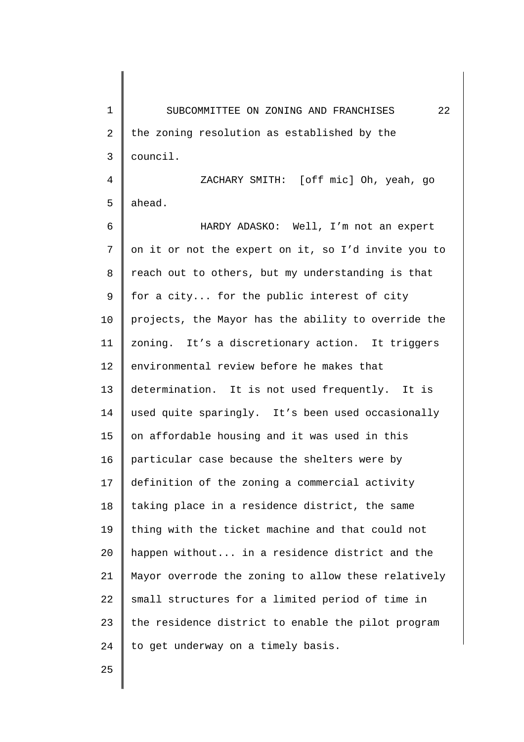the zoning resolution as established by the council.

ZACHARY SMITH: [off mic] Oh, yeah, go ahead.

HARDY ADASKO: Well, I'm not an expert on it or not the expert on it, so I'd invite you to reach out to others, but my understanding is that for a city... for the public interest of city projects, the Mayor has the ability to override the zoning. It's a discretionary action. It triggers environmental review before he makes that determination. It is not used frequently. It is used quite sparingly. It's been used occasionally on affordable housing and it was used in this particular case because the shelters were by definition of the zoning a commercial activity taking place in a residence district, the same thing with the ticket machine and that could not happen without... in a residence district and the Mayor overrode the zoning to allow these relatively small structures for a limited period of time in the residence district to enable the pilot program to get underway on a timely basis.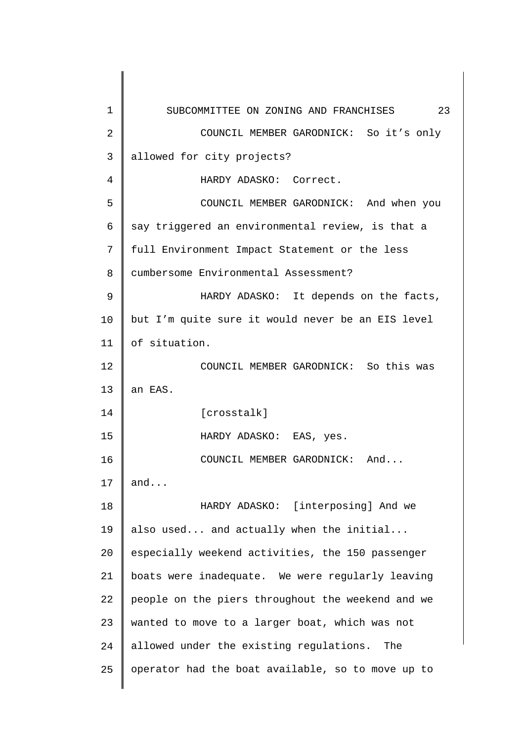COUNCIL MEMBER GARODNICK: So it's only allowed for city projects?

HARDY ADASKO: Correct.

COUNCIL MEMBER GARODNICK: And when you say triggered an environmental review, is that a full Environment Impact Statement or the less cumbersome Environmental Assessment?

HARDY ADASKO: It depends on the facts, but I'm quite sure it would never be an EIS level of situation.

COUNCIL MEMBER GARODNICK: So this was an EAS.

[crosstalk]

HARDY ADASKO: EAS, yes.

COUNCIL MEMBER GARODNICK: And... and...

HARDY ADASKO: [interposing] And we also used... and actually when the initial... especially weekend activities, the 150 passenger boats were inadequate. We were regularly leaving people on the piers throughout the weekend and we wanted to move to a larger boat, which was not allowed under the existing regulations. The operator had the boat available, so to move up to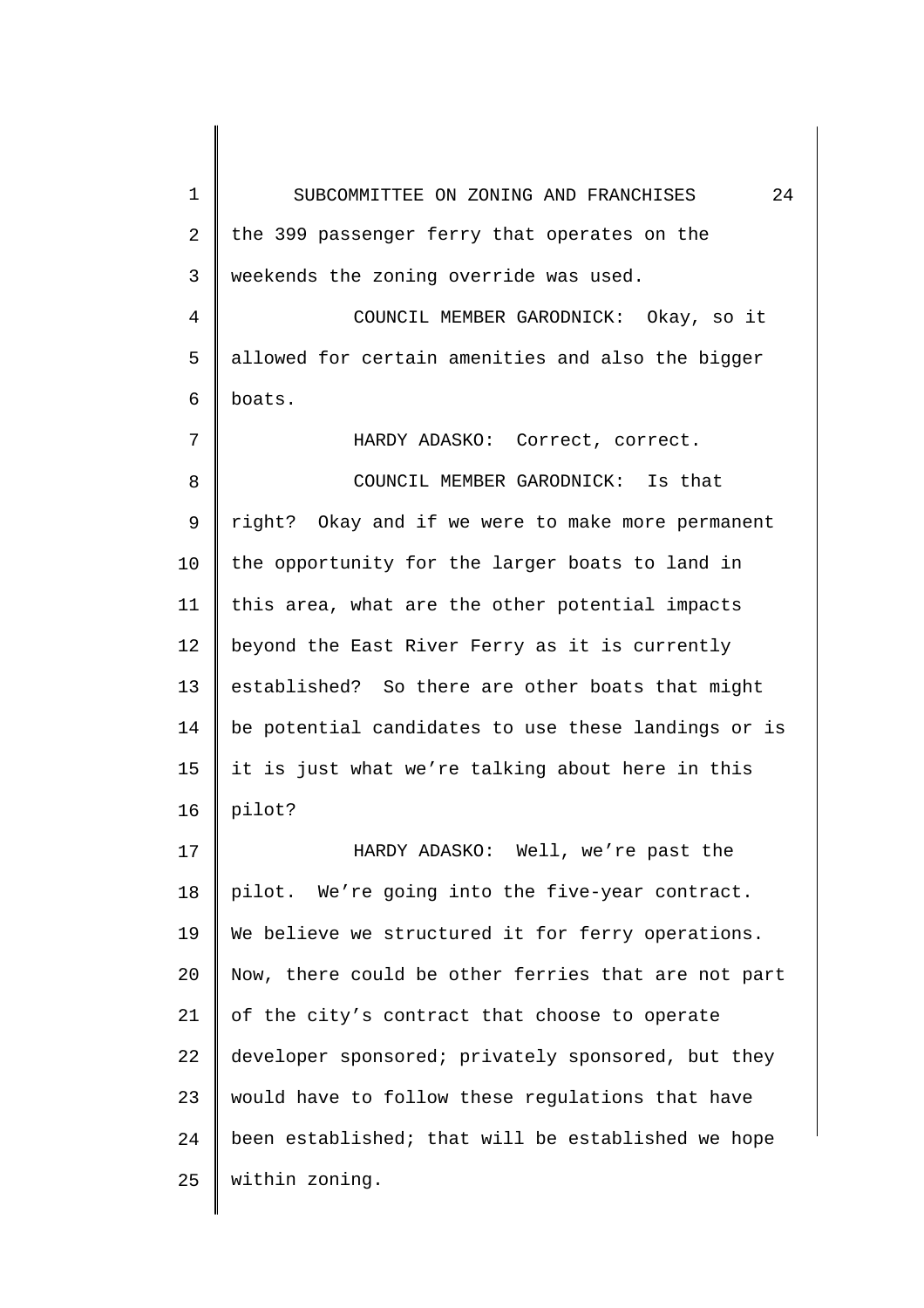the 399 passenger ferry that operates on the weekends the zoning override was used.

COUNCIL MEMBER GARODNICK: Okay, so it allowed for certain amenities and also the bigger boats.

HARDY ADASKO: Correct, correct.

COUNCIL MEMBER GARODNICK: Is that right? Okay and if we were to make more permanent the opportunity for the larger boats to land in this area, what are the other potential impacts beyond the East River Ferry as it is currently established? So there are other boats that might be potential candidates to use these landings or is it is just what we're talking about here in this pilot?

HARDY ADASKO: Well, we're past the pilot. We're going into the five-year contract. We believe we structured it for ferry operations. Now, there could be other ferries that are not part of the city's contract that choose to operate developer sponsored; privately sponsored, but they would have to follow these regulations that have been established; that will be established we hope within zoning.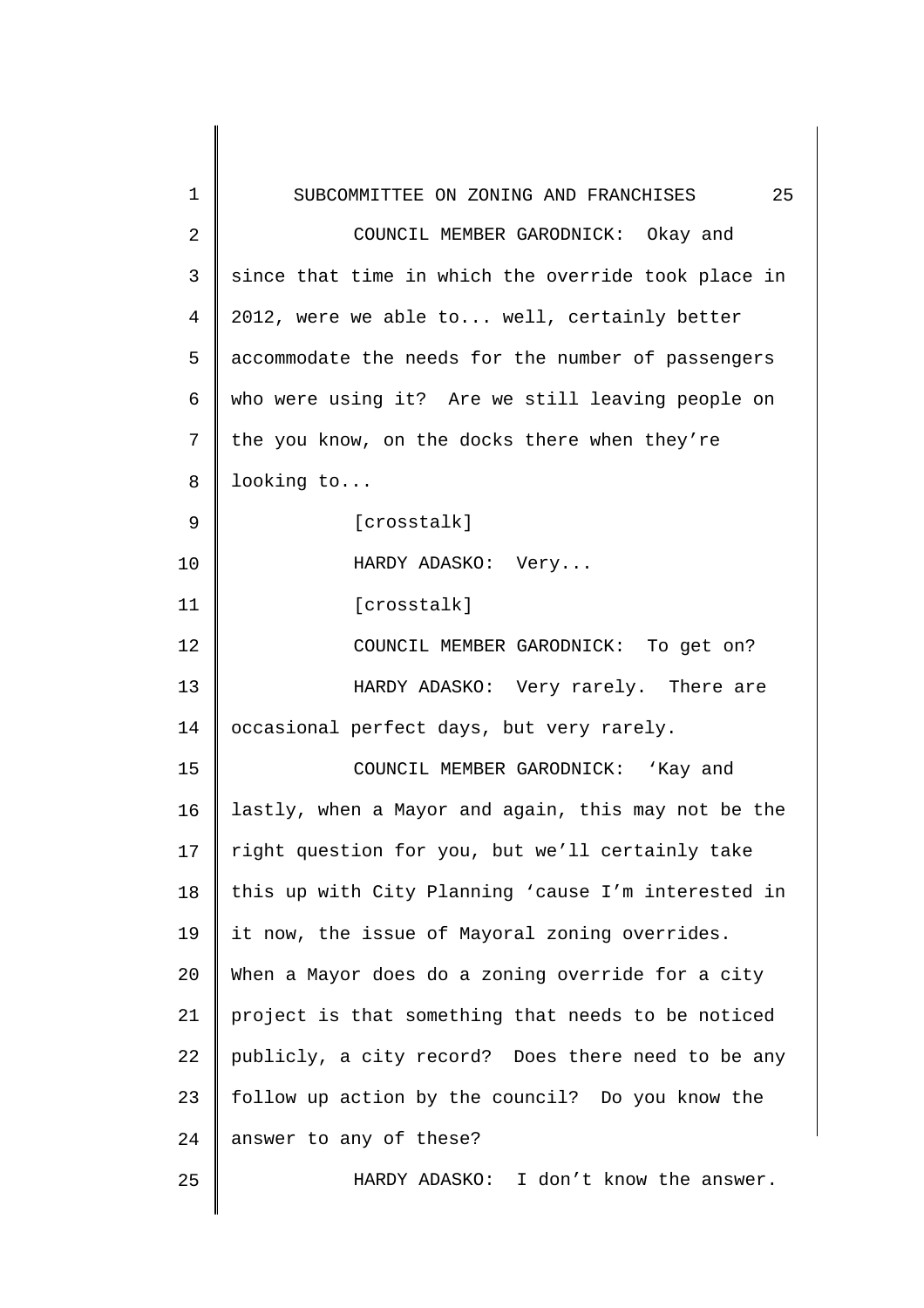COUNCIL MEMBER GARODNICK: Okay and since that time in which the override took place in 2012, were we able to... well, certainly better accommodate the needs for the number of passengers who were using it? Are we still leaving people on the you know, on the docks there when they're looking to...

[crosstalk]

HARDY ADASKO: Very...

[crosstalk]

COUNCIL MEMBER GARODNICK: To get on?

HARDY ADASKO: Very rarely. There are occasional perfect days, but very rarely.

COUNCIL MEMBER GARODNICK: 'Kay and lastly, when a Mayor and again, this may not be the right question for you, but we'll certainly take this up with City Planning 'cause I'm interested in it now, the issue of Mayoral zoning overrides. When a Mayor does do a zoning override for a city project is that something that needs to be noticed publicly, a city record? Does there need to be any follow up action by the council? Do you know the answer to any of these?

HARDY ADASKO: I don't know the answer.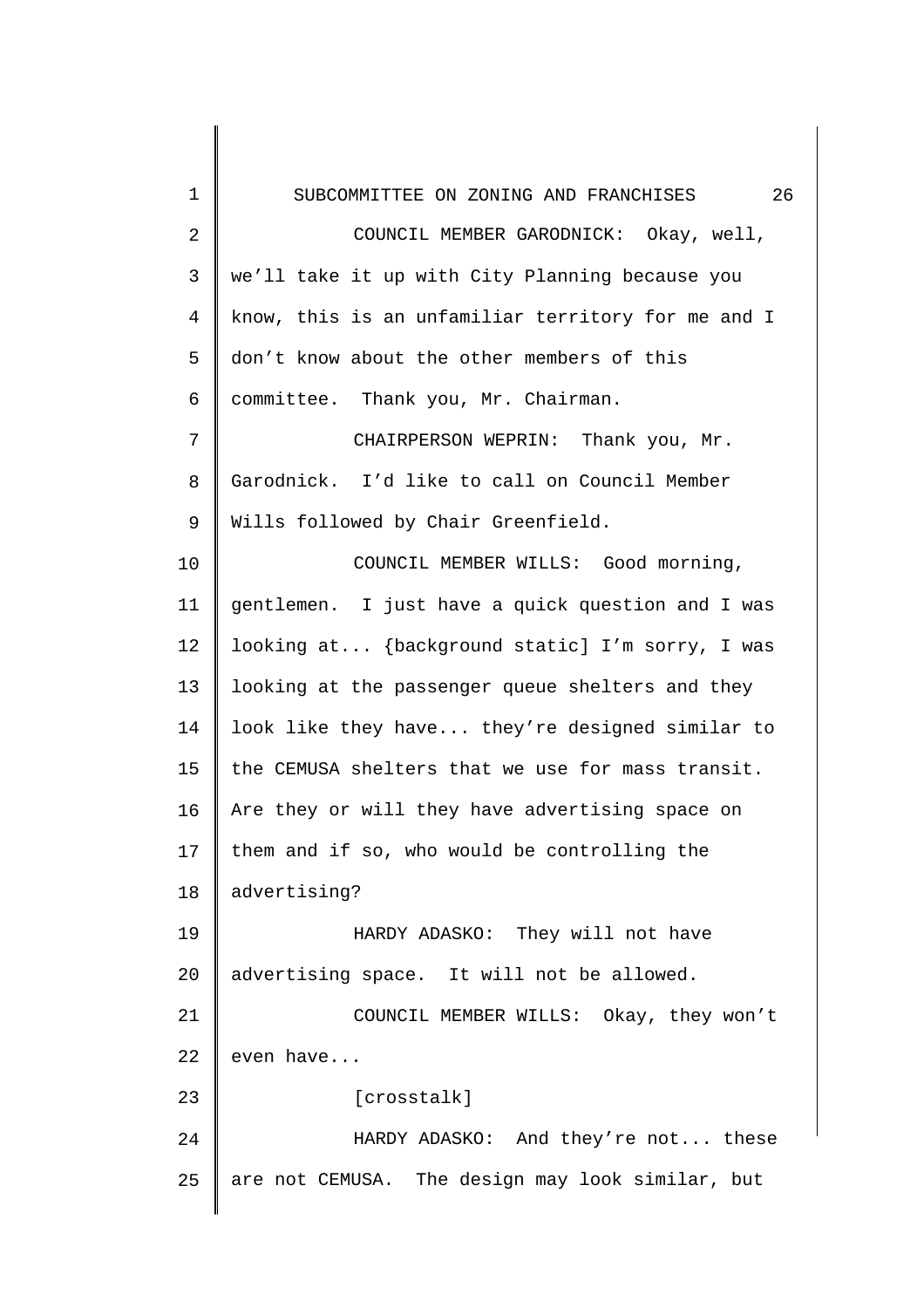COUNCIL MEMBER GARODNICK: Okay, well, we'll take it up with City Planning because you know, this is an unfamiliar territory for me and I don't know about the other members of this committee. Thank you, Mr. Chairman.

CHAIRPERSON WEPRIN: Thank you, Mr. Garodnick. I'd like to call on Council Member Wills followed by Chair Greenfield.

COUNCIL MEMBER WILLS: Good morning, gentlemen. I just have a quick question and I was looking at... {background static] I'm sorry, I was looking at the passenger queue shelters and they look like they have... they're designed similar to the CEMUSA shelters that we use for mass transit. Are they or will they have advertising space on them and if so, who would be controlling the advertising?

HARDY ADASKO: They will not have advertising space. It will not be allowed.

COUNCIL MEMBER WILLS: Okay, they won't even have...

[crosstalk]

HARDY ADASKO: And they're not... these are not CEMUSA. The design may look similar, but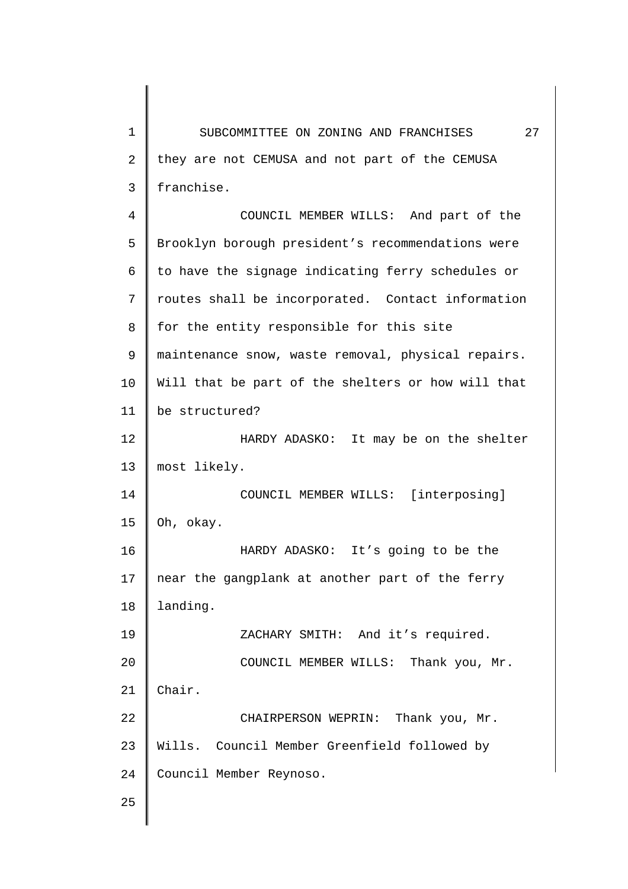they are not CEMUSA and not part of the CEMUSA franchise.

COUNCIL MEMBER WILLS: And part of the Brooklyn borough president's recommendations were to have the signage indicating ferry schedules or routes shall be incorporated. Contact information for the entity responsible for this site maintenance snow, waste removal, physical repairs. Will that be part of the shelters or how will that be structured?

HARDY ADASKO: It may be on the shelter most likely.

COUNCIL MEMBER WILLS: [interposing] Oh, okay.

HARDY ADASKO: It's going to be the near the gangplank at another part of the ferry landing.

ZACHARY SMITH: And it's required.

COUNCIL MEMBER WILLS: Thank you, Mr. Chair.

CHAIRPERSON WEPRIN: Thank you, Mr. Wills. Council Member Greenfield followed by Council Member Reynoso.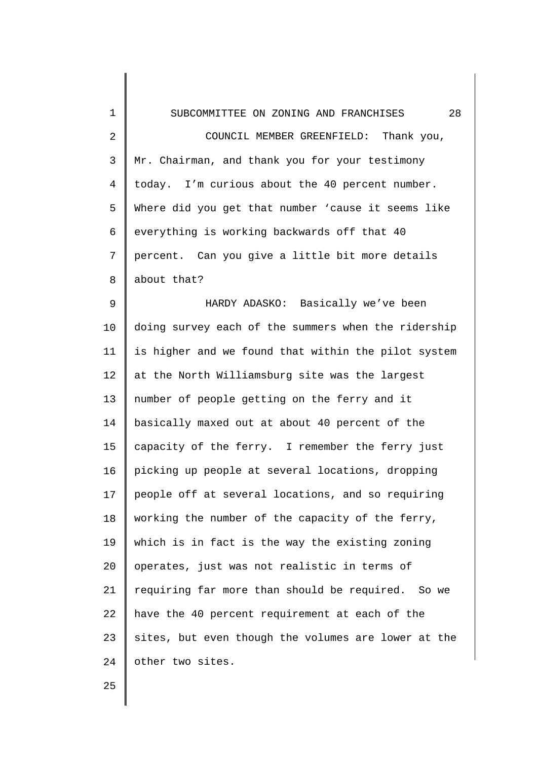COUNCIL MEMBER GREENFIELD: Thank you, Mr. Chairman, and thank you for your testimony today. I'm curious about the 40 percent number. Where did you get that number 'cause it seems like everything is working backwards off that 40 percent. Can you give a little bit more details about that?

HARDY ADASKO: Basically we've been doing survey each of the summers when the ridership is higher and we found that within the pilot system at the North Williamsburg site was the largest number of people getting on the ferry and it basically maxed out at about 40 percent of the capacity of the ferry. I remember the ferry just picking up people at several locations, dropping people off at several locations, and so requiring working the number of the capacity of the ferry, which is in fact is the way the existing zoning operates, just was not realistic in terms of requiring far more than should be required. So we have the 40 percent requirement at each of the sites, but even though the volumes are lower at the other two sites.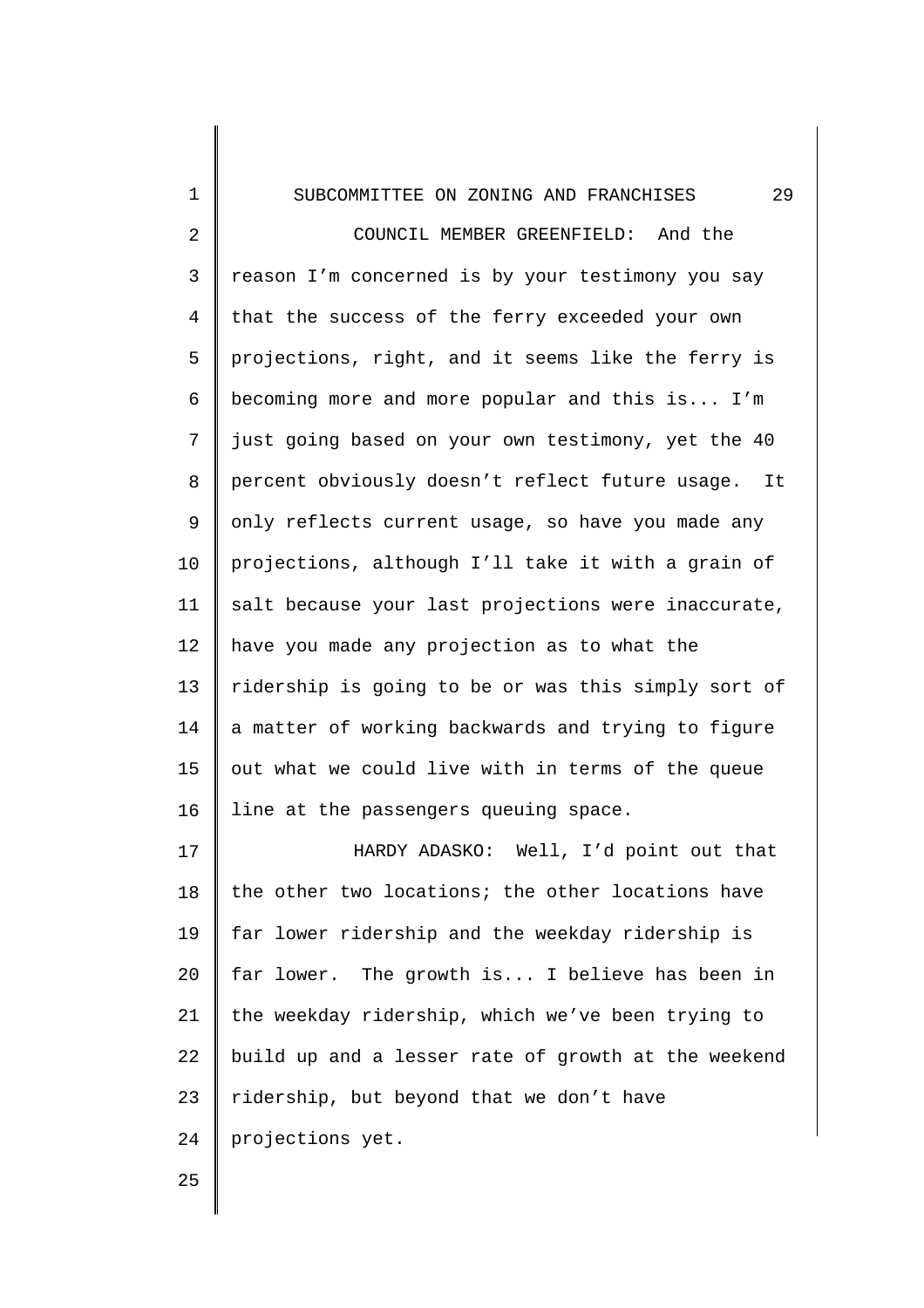COUNCIL MEMBER GREENFIELD: And the reason I'm concerned is by your testimony you say that the success of the ferry exceeded your own projections, right, and it seems like the ferry is becoming more and more popular and this is... I'm just going based on your own testimony, yet the 40 percent obviously doesn't reflect future usage. It only reflects current usage, so have you made any projections, although I'll take it with a grain of salt because your last projections were inaccurate, have you made any projection as to what the ridership is going to be or was this simply sort of a matter of working backwards and trying to figure out what we could live with in terms of the queue line at the passengers queuing space.

HARDY ADASKO: Well, I'd point out that the other two locations; the other locations have far lower ridership and the weekday ridership is far lower. The growth is... I believe has been in the weekday ridership, which we've been trying to build up and a lesser rate of growth at the weekend ridership, but beyond that we don't have projections yet.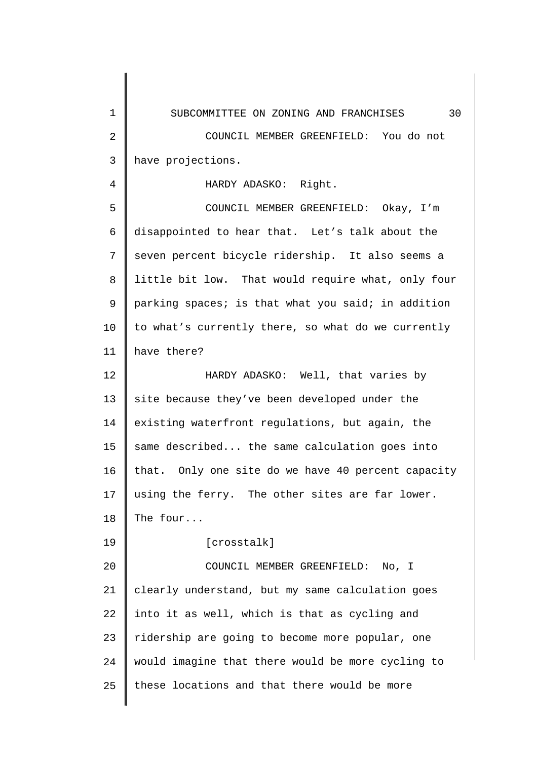COUNCIL MEMBER GREENFIELD: You do not have projections.

HARDY ADASKO: Right.

COUNCIL MEMBER GREENFIELD: Okay, I'm disappointed to hear that. Let's talk about the seven percent bicycle ridership. It also seems a little bit low. That would require what, only four parking spaces; is that what you said; in addition to what's currently there, so what do we currently have there?

HARDY ADASKO: Well, that varies by site because they've been developed under the existing waterfront regulations, but again, the same described... the same calculation goes into that. Only one site do we have 40 percent capacity using the ferry. The other sites are far lower. The four...

[crosstalk]

COUNCIL MEMBER GREENFIELD: No, I clearly understand, but my same calculation goes into it as well, which is that as cycling and ridership are going to become more popular, one would imagine that there would be more cycling to these locations and that there would be more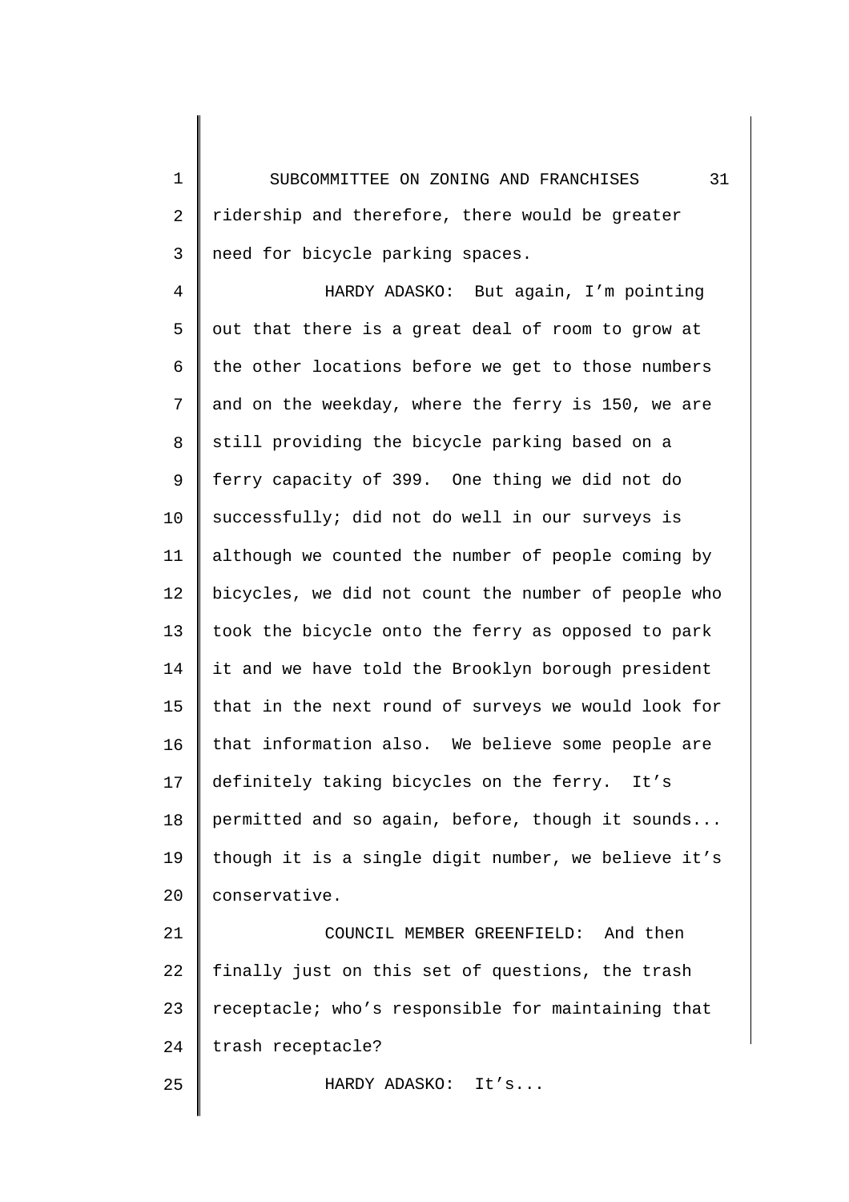ridership and therefore, there would be greater need for bicycle parking spaces.

HARDY ADASKO: But again, I'm pointing out that there is a great deal of room to grow at the other locations before we get to those numbers and on the weekday, where the ferry is 150, we are still providing the bicycle parking based on a ferry capacity of 399. One thing we did not do successfully; did not do well in our surveys is although we counted the number of people coming by bicycles, we did not count the number of people who took the bicycle onto the ferry as opposed to park it and we have told the Brooklyn borough president that in the next round of surveys we would look for that information also. We believe some people are definitely taking bicycles on the ferry. It's permitted and so again, before, though it sounds... though it is a single digit number, we believe it's conservative.

COUNCIL MEMBER GREENFIELD: And then finally just on this set of questions, the trash receptacle; who's responsible for maintaining that trash receptacle?

HARDY ADASKO: It's...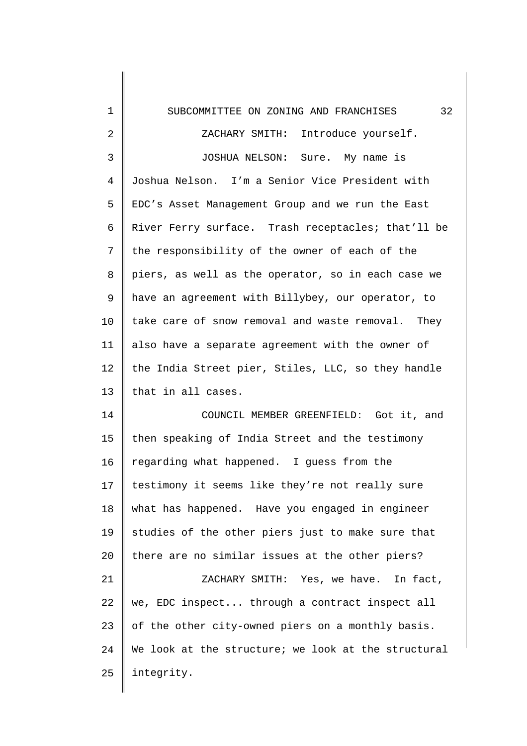ZACHARY SMITH: Introduce yourself.

JOSHUA NELSON: Sure. My name is Joshua Nelson. I'm a Senior Vice President with EDC's Asset Management Group and we run the East River Ferry surface. Trash receptacles; that'll be the responsibility of the owner of each of the piers, as well as the operator, so in each case we have an agreement with Billybey, our operator, to take care of snow removal and waste removal. They also have a separate agreement with the owner of the India Street pier, Stiles, LLC, so they handle that in all cases.

COUNCIL MEMBER GREENFIELD: Got it, and then speaking of India Street and the testimony regarding what happened. I guess from the testimony it seems like they're not really sure what has happened. Have you engaged in engineer studies of the other piers just to make sure that there are no similar issues at the other piers?

ZACHARY SMITH: Yes, we have. In fact, we, EDC inspect... through a contract inspect all of the other city-owned piers on a monthly basis. We look at the structure; we look at the structural integrity.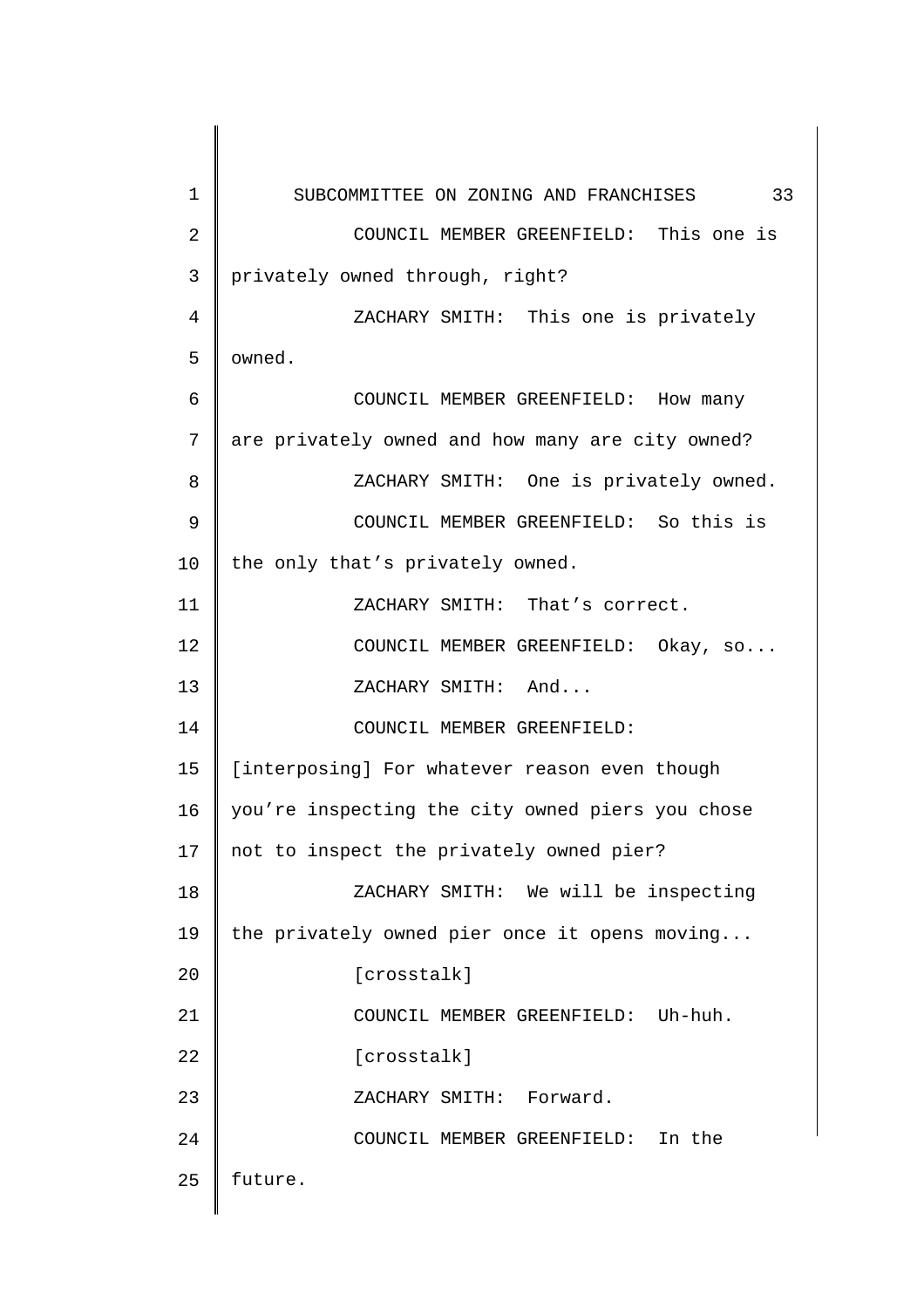COUNCIL MEMBER GREENFIELD: This one is privately owned through, right?

ZACHARY SMITH: This one is privately owned.

COUNCIL MEMBER GREENFIELD: How many are privately owned and how many are city owned?

ZACHARY SMITH: One is privately owned.

COUNCIL MEMBER GREENFIELD: So this is the only that's privately owned.

ZACHARY SMITH: That's correct.

COUNCIL MEMBER GREENFIELD: Okay, so...

ZACHARY SMITH: And...

COUNCIL MEMBER GREENFIELD: [interposing] For whatever reason even though you're inspecting the city owned piers you chose not to inspect the privately owned pier?

ZACHARY SMITH: We will be inspecting the privately owned pier once it opens moving...

[crosstalk]

COUNCIL MEMBER GREENFIELD: Uh-huh.

[crosstalk]

ZACHARY SMITH: Forward.

COUNCIL MEMBER GREENFIELD: In the future.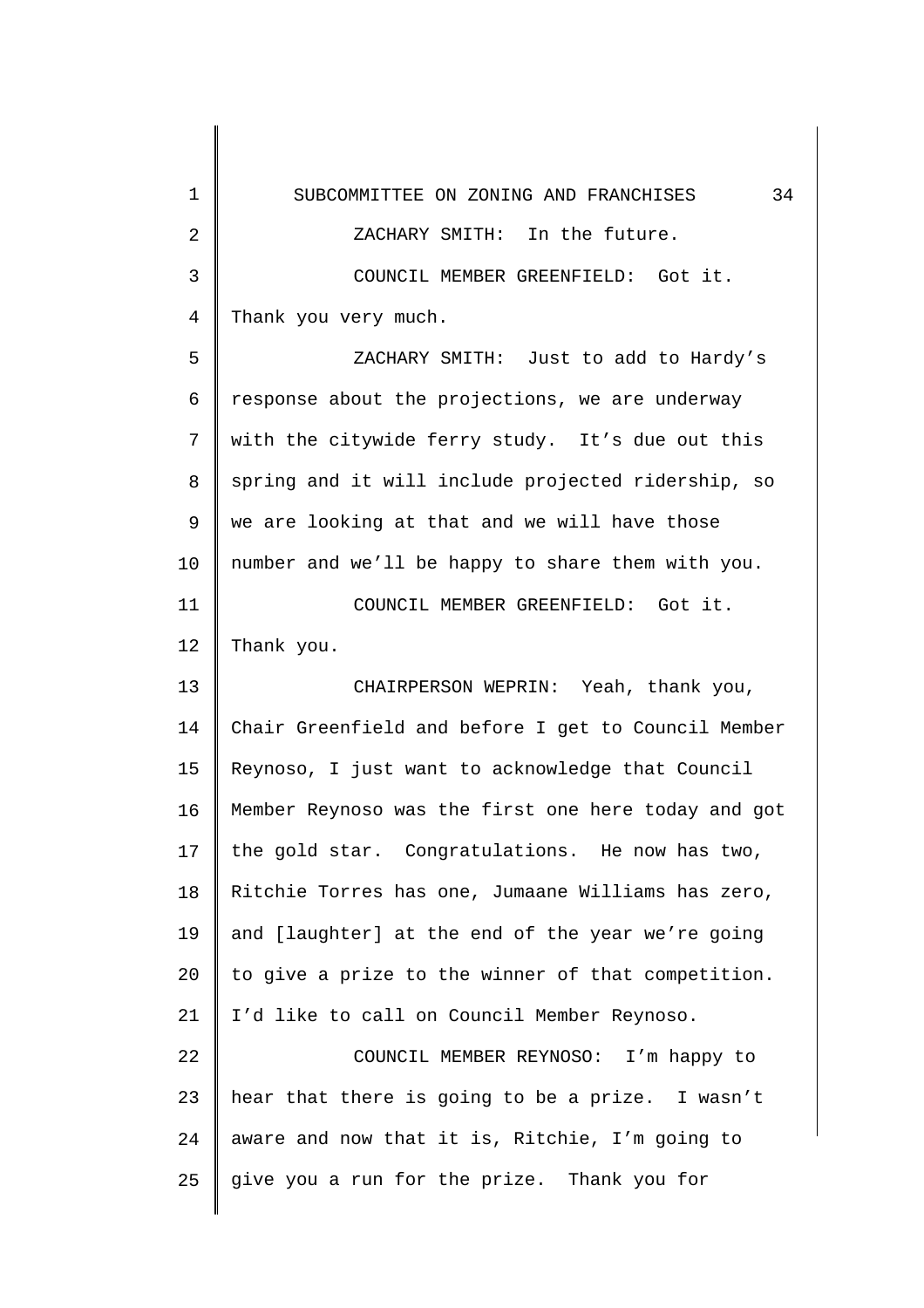ZACHARY SMITH: In the future.

COUNCIL MEMBER GREENFIELD: Got it. Thank you very much.

ZACHARY SMITH: Just to add to Hardy's response about the projections, we are underway with the citywide ferry study. It's due out this spring and it will include projected ridership, so we are looking at that and we will have those number and we'll be happy to share them with you.

COUNCIL MEMBER GREENFIELD: Got it. Thank you.

CHAIRPERSON WEPRIN: Yeah, thank you, Chair Greenfield and before I get to Council Member Reynoso, I just want to acknowledge that Council Member Reynoso was the first one here today and got the gold star. Congratulations. He now has two, Ritchie Torres has one, Jumaane Williams has zero, and [laughter] at the end of the year we're going to give a prize to the winner of that competition. I'd like to call on Council Member Reynoso.

COUNCIL MEMBER REYNOSO: I'm happy to hear that there is going to be a prize. I wasn't aware and now that it is, Ritchie, I'm going to give you a run for the prize. Thank you for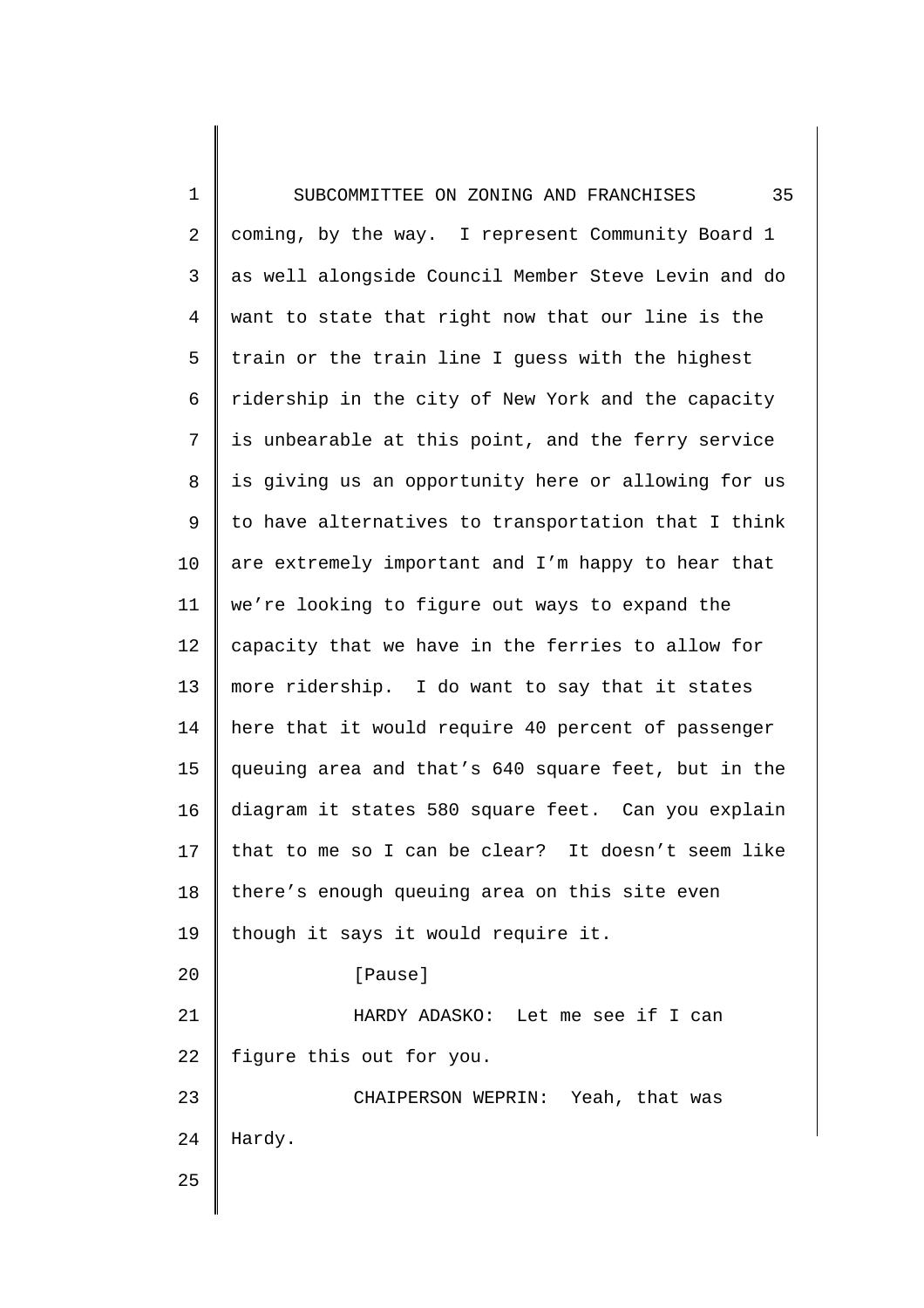coming, by the way. I represent Community Board 1 as well alongside Council Member Steve Levin and do want to state that right now that our line is the train or the train line I guess with the highest ridership in the city of New York and the capacity is unbearable at this point, and the ferry service is giving us an opportunity here or allowing for us to have alternatives to transportation that I think are extremely important and I'm happy to hear that we're looking to figure out ways to expand the capacity that we have in the ferries to allow for more ridership. I do want to say that it states here that it would require 40 percent of passenger queuing area and that's 640 square feet, but in the diagram it states 580 square feet. Can you explain that to me so I can be clear? It doesn't seem like there's enough queuing area on this site even though it says it would require it.

[Pause]

HARDY ADASKO: Let me see if I can figure this out for you.

CHAIPERSON WEPRIN: Yeah, that was Hardy.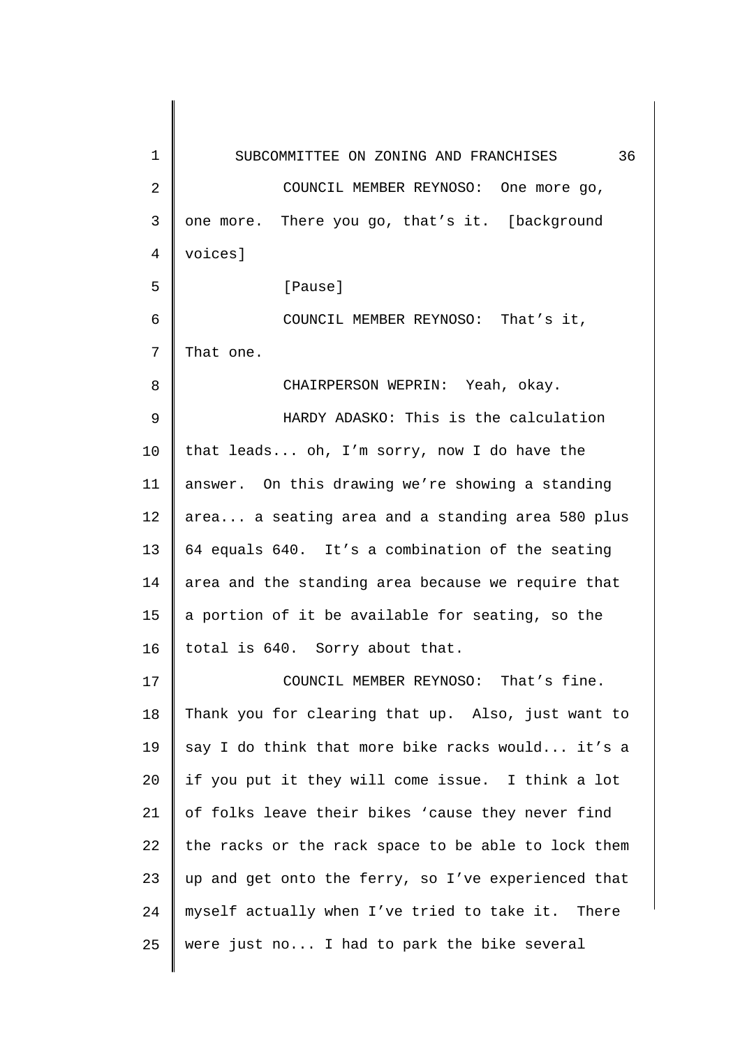COUNCIL MEMBER REYNOSO: One more go, one more. There you go, that's it. [background voices]

[Pause]

COUNCIL MEMBER REYNOSO: That's it, That one.

CHAIRPERSON WEPRIN: Yeah, okay.

HARDY ADASKO: This is the calculation that leads... oh, I'm sorry, now I do have the answer. On this drawing we're showing a standing area... a seating area and a standing area 580 plus 64 equals 640. It's a combination of the seating area and the standing area because we require that a portion of it be available for seating, so the total is 640. Sorry about that.

COUNCIL MEMBER REYNOSO: That's fine. Thank you for clearing that up. Also, just want to say I do think that more bike racks would... it's a if you put it they will come issue. I think a lot of folks leave their bikes 'cause they never find the racks or the rack space to be able to lock them up and get onto the ferry, so I've experienced that myself actually when I've tried to take it. There were just no... I had to park the bike several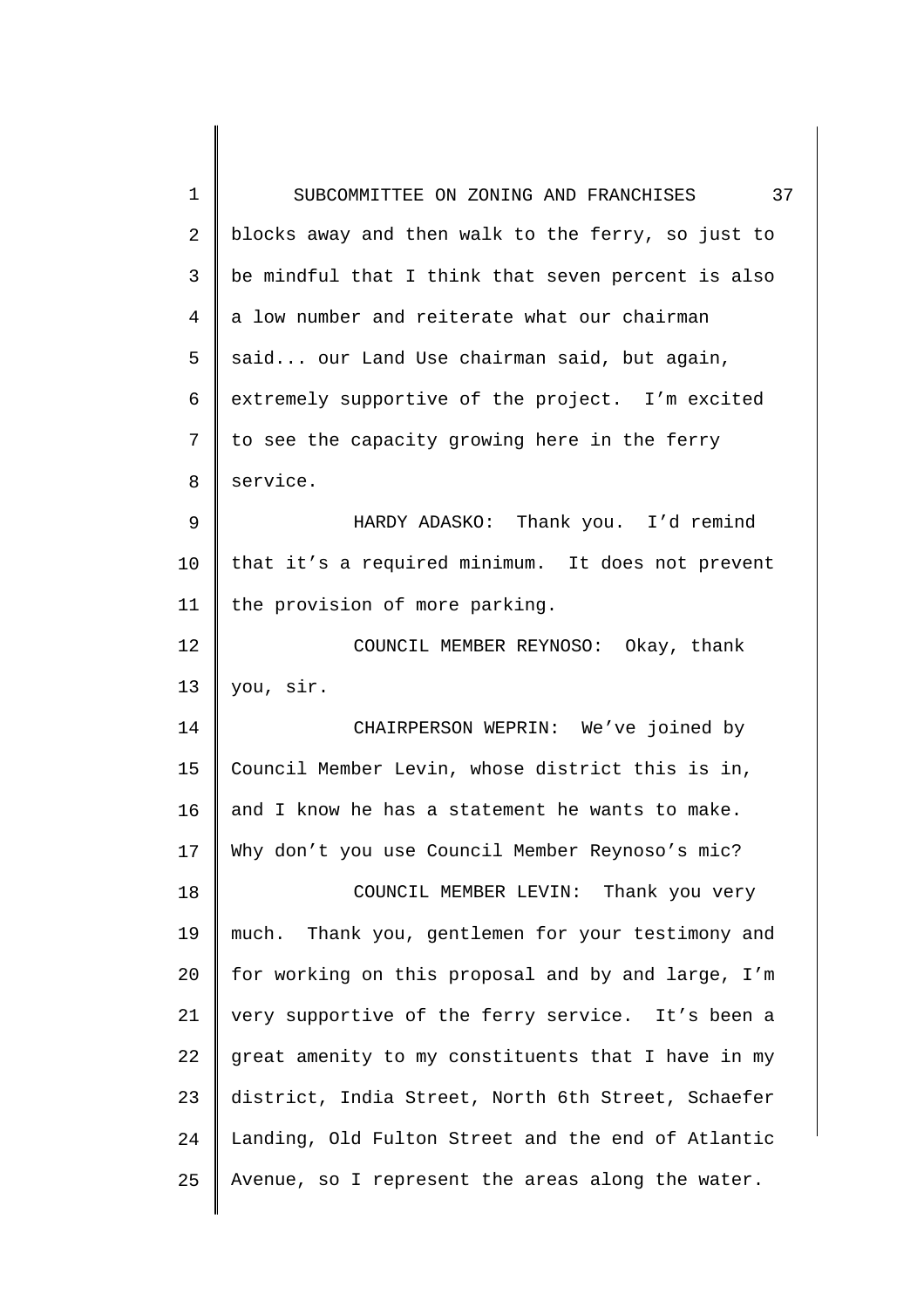blocks away and then walk to the ferry, so just to be mindful that I think that seven percent is also a low number and reiterate what our chairman said... our Land Use chairman said, but again, extremely supportive of the project. I'm excited to see the capacity growing here in the ferry service.

HARDY ADASKO: Thank you. I'd remind that it's a required minimum. It does not prevent the provision of more parking.

COUNCIL MEMBER REYNOSO: Okay, thank you, sir.

CHAIRPERSON WEPRIN: We've joined by Council Member Levin, whose district this is in, and I know he has a statement he wants to make. Why don't you use Council Member Reynoso's mic?

COUNCIL MEMBER LEVIN: Thank you very much. Thank you, gentlemen for your testimony and for working on this proposal and by and large, I'm very supportive of the ferry service. It's been a great amenity to my constituents that I have in my district, India Street, North 6th Street, Schaefer Landing, Old Fulton Street and the end of Atlantic Avenue, so I represent the areas along the water.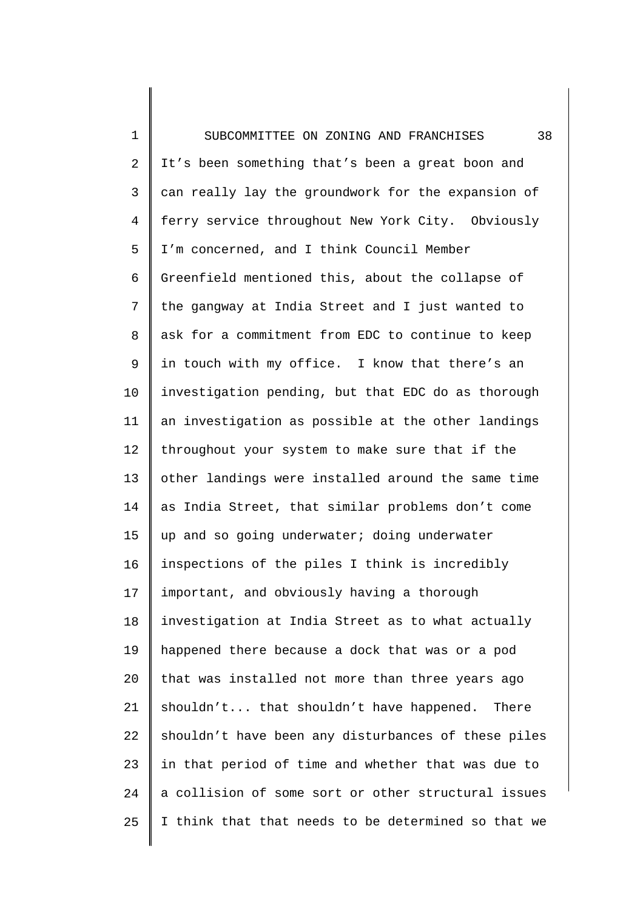It’s been something that’s been a great boon and can really lay the groundwork for the expansion of ferry service throughout New York City. Obviously I’m concerned, and I think Council Member Greenfield mentioned this, about the collapse of the gangway at India Street and I just wanted to ask for a commitment from EDC to continue to keep in touch with my office. I know that there’s an investigation pending, but that EDC do as thorough an investigation as possible at the other landings throughout your system to make sure that if the other landings were installed around the same time as India Street, that similar problems don’t come up and so going underwater; doing underwater inspections of the piles I think is incredibly important, and obviously having a thorough investigation at India Street as to what actually happened there because a dock that was or a pod that was installed not more than three years ago shouldn’t... that shouldn’t have happened. There shouldn’t have been any disturbances of these piles in that period of time and whether that was due to a collision of some sort or other structural issues I think that that needs to be determined so that we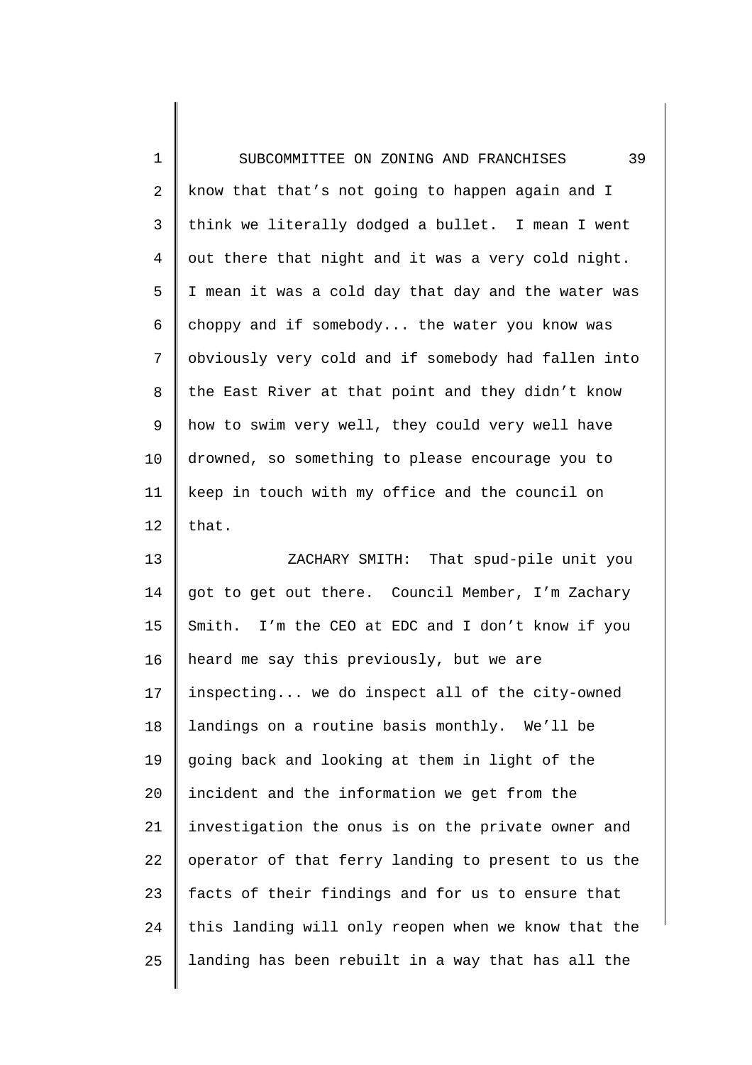know that that's not going to happen again and I think we literally dodged a bullet. I mean I went out there that night and it was a very cold night. I mean it was a cold day that day and the water was choppy and if somebody... the water you know was obviously very cold and if somebody had fallen into the East River at that point and they didn't know how to swim very well, they could very well have drowned, so something to please encourage you to keep in touch with my office and the council on that.

ZACHARY SMITH: That spud-pile unit you got to get out there. Council Member, I'm Zachary Smith. I'm the CEO at EDC and I don't know if you heard me say this previously, but we are inspecting... we do inspect all of the city-owned landings on a routine basis monthly. We'll be going back and looking at them in light of the incident and the information we get from the investigation the onus is on the private owner and operator of that ferry landing to present to us the facts of their findings and for us to ensure that this landing will only reopen when we know that the landing has been rebuilt in a way that has all the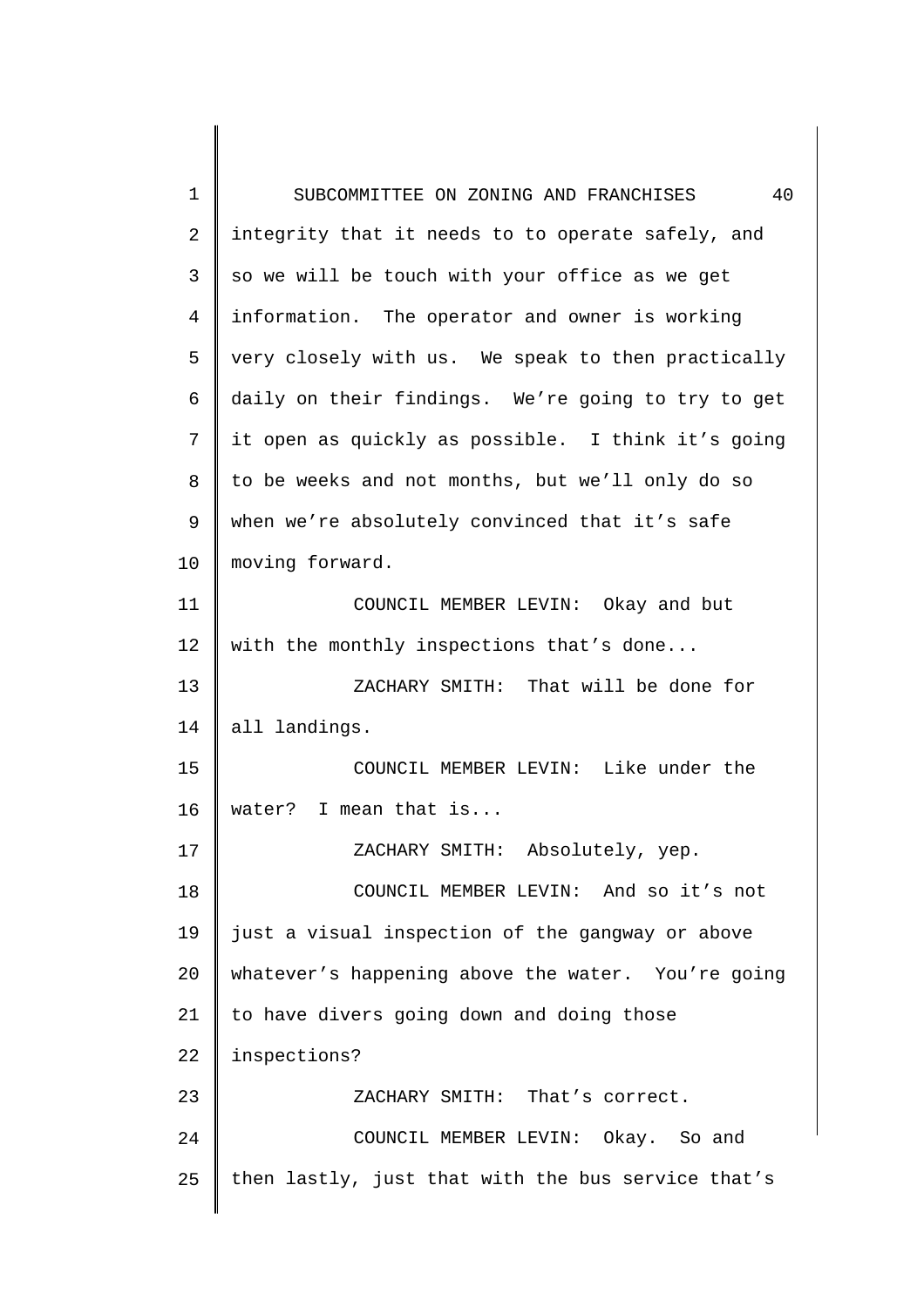integrity that it needs to to operate safely, and so we will be touch with your office as we get information. The operator and owner is working very closely with us. We speak to then practically daily on their findings. We're going to try to get it open as quickly as possible. I think it's going to be weeks and not months, but we'll only do so when we're absolutely convinced that it's safe moving forward.

COUNCIL MEMBER LEVIN: Okay and but with the monthly inspections that's done...

ZACHARY SMITH: That will be done for all landings.

COUNCIL MEMBER LEVIN: Like under the water? I mean that is...

ZACHARY SMITH: Absolutely, yep.

COUNCIL MEMBER LEVIN: And so it's not just a visual inspection of the gangway or above whatever's happening above the water. You're going to have divers going down and doing those inspections?

ZACHARY SMITH: That's correct.

COUNCIL MEMBER LEVIN: Okay. So and then lastly, just that with the bus service that's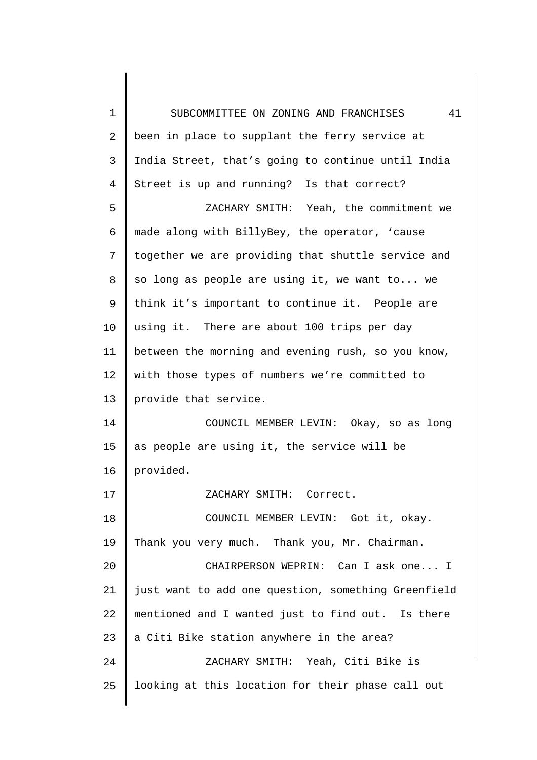been in place to supplant the ferry service at India Street, that's going to continue until India Street is up and running? Is that correct?

ZACHARY SMITH: Yeah, the commitment we made along with BillyBey, the operator, 'cause together we are providing that shuttle service and so long as people are using it, we want to... we think it's important to continue it. People are using it. There are about 100 trips per day between the morning and evening rush, so you know, with those types of numbers we're committed to provide that service.

COUNCIL MEMBER LEVIN: Okay, so as long as people are using it, the service will be provided.

ZACHARY SMITH: Correct.

COUNCIL MEMBER LEVIN: Got it, okay. Thank you very much. Thank you, Mr. Chairman.

CHAIRPERSON WEPRIN: Can I ask one... I just want to add one question, something Greenfield mentioned and I wanted just to find out. Is there a Citi Bike station anywhere in the area?

ZACHARY SMITH: Yeah, Citi Bike is looking at this location for their phase call out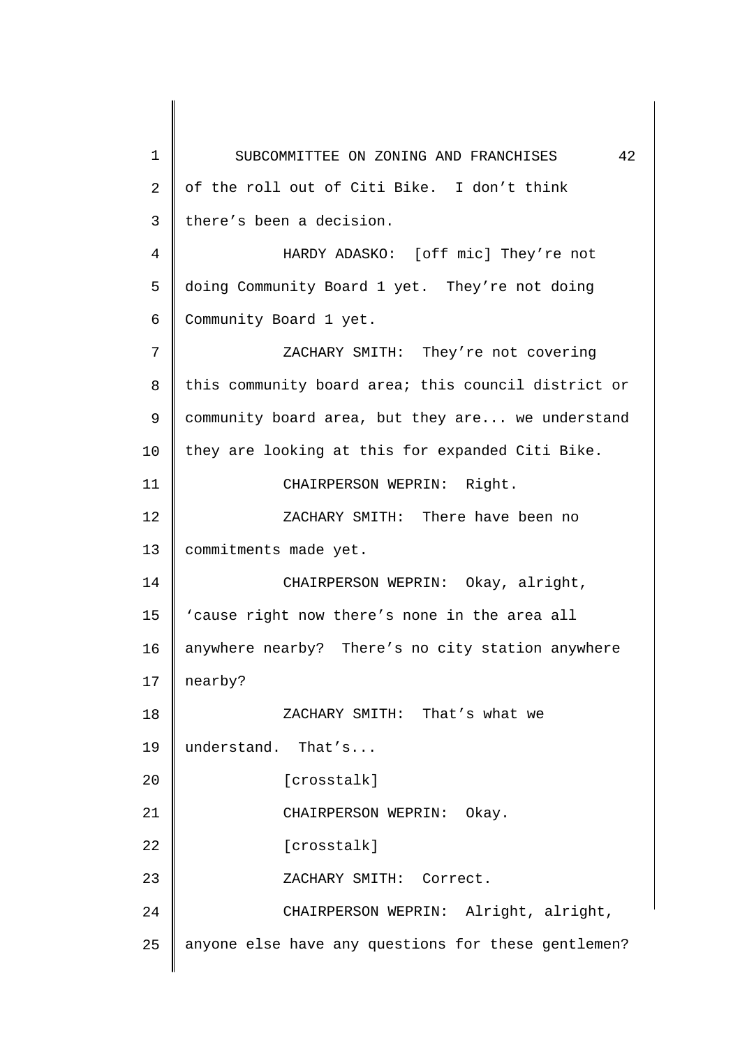of the roll out of Citi Bike. I don't think there's been a decision.

HARDY ADASKO: [off mic] They're not doing Community Board 1 yet. They're not doing Community Board 1 yet.

ZACHARY SMITH: They're not covering this community board area; this council district or community board area, but they are... we understand they are looking at this for expanded Citi Bike.

CHAIRPERSON WEPRIN: Right.

ZACHARY SMITH: There have been no commitments made yet.

CHAIRPERSON WEPRIN: Okay, alright, 'cause right now there's none in the area all anywhere nearby? There's no city station anywhere nearby?

ZACHARY SMITH: That's what we understand. That's...

[crosstalk]

CHAIRPERSON WEPRIN: Okay.

[crosstalk]

ZACHARY SMITH: Correct.

CHAIRPERSON WEPRIN: Alright, alright, anyone else have any questions for these gentlemen?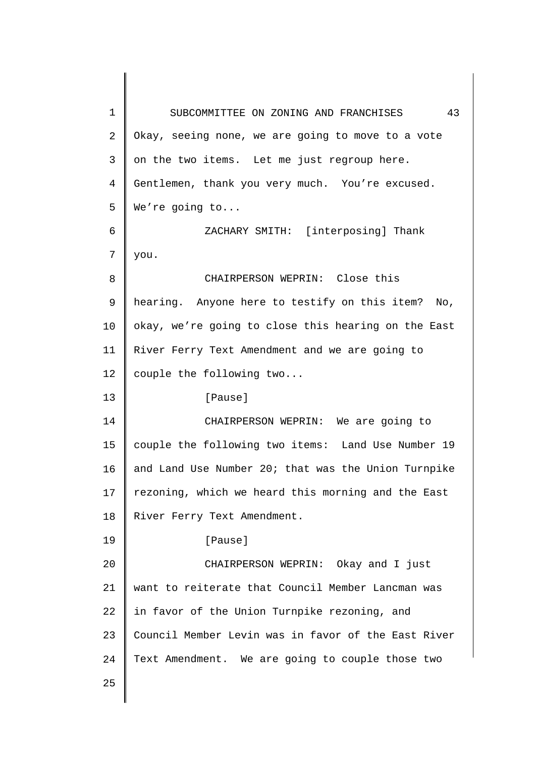Okay, seeing none, we are going to move to a vote on the two items. Let me just regroup here. Gentlemen, thank you very much. You're excused. We're going to...

ZACHARY SMITH: [interposing] Thank you.

CHAIRPERSON WEPRIN: Close this hearing. Anyone here to testify on this item? No, okay, we're going to close this hearing on the East River Ferry Text Amendment and we are going to couple the following two...

[Pause]

CHAIRPERSON WEPRIN: We are going to couple the following two items: Land Use Number 19 and Land Use Number 20; that was the Union Turnpike rezoning, which we heard this morning and the East River Ferry Text Amendment.

[Pause]

CHAIRPERSON WEPRIN: Okay and I just want to reiterate that Council Member Lancman was in favor of the Union Turnpike rezoning, and Council Member Levin was in favor of the East River Text Amendment. We are going to couple those two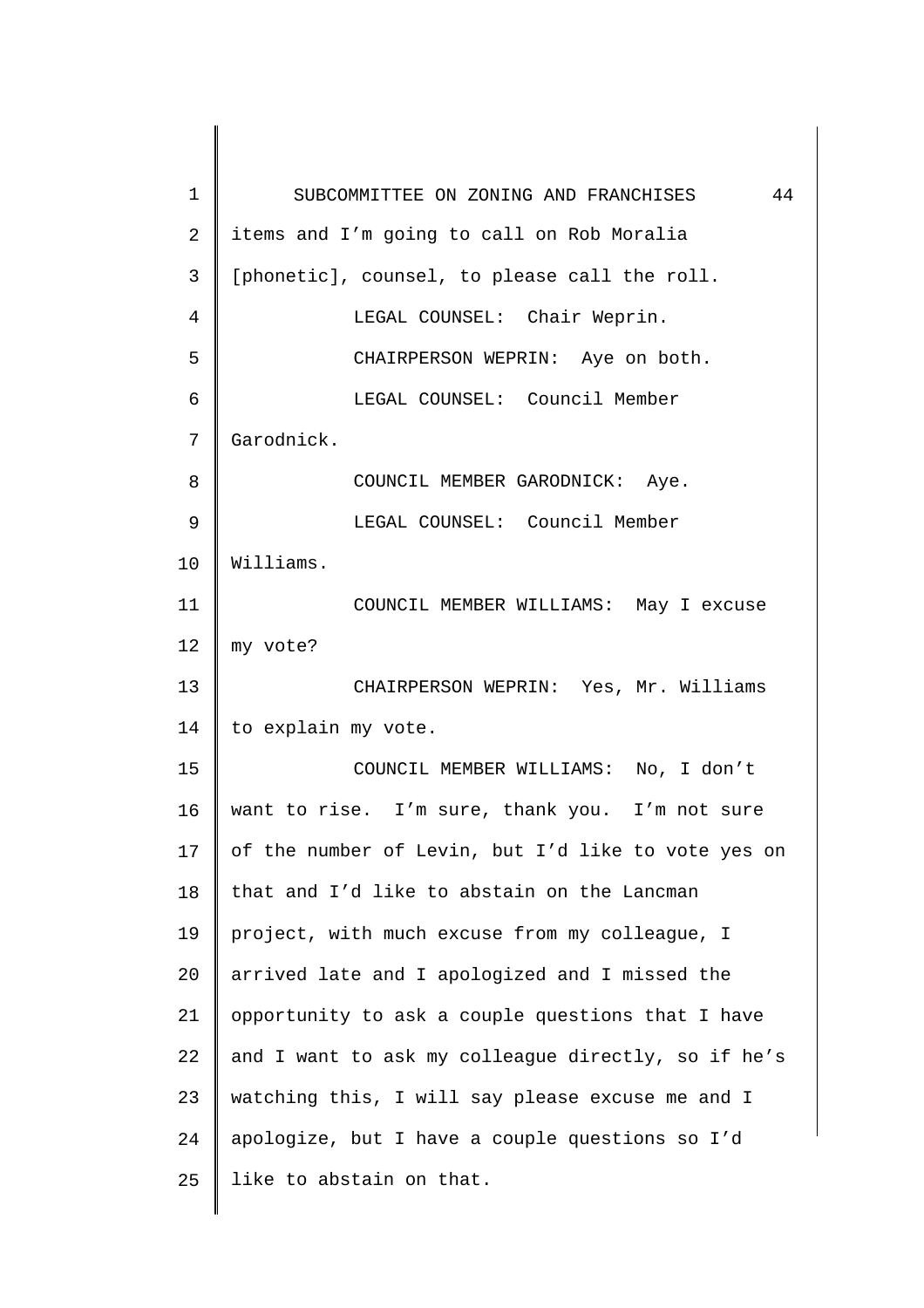items and I'm going to call on Rob Moralia [phonetic], counsel, to please call the roll.

LEGAL COUNSEL: Chair Weprin.

CHAIRPERSON WEPRIN: Aye on both.

LEGAL COUNSEL: Council Member Garodnick.

COUNCIL MEMBER GARODNICK: Aye.

LEGAL COUNSEL: Council Member Williams.

COUNCIL MEMBER WILLIAMS: May I excuse my vote?

CHAIRPERSON WEPRIN: Yes, Mr. Williams to explain my vote.

COUNCIL MEMBER WILLIAMS: No, I don't want to rise. I'm sure, thank you. I'm not sure of the number of Levin, but I'd like to vote yes on that and I'd like to abstain on the Lancman project, with much excuse from my colleague, I arrived late and I apologized and I missed the opportunity to ask a couple questions that I have and I want to ask my colleague directly, so if he's watching this, I will say please excuse me and I apologize, but I have a couple questions so I'd like to abstain on that.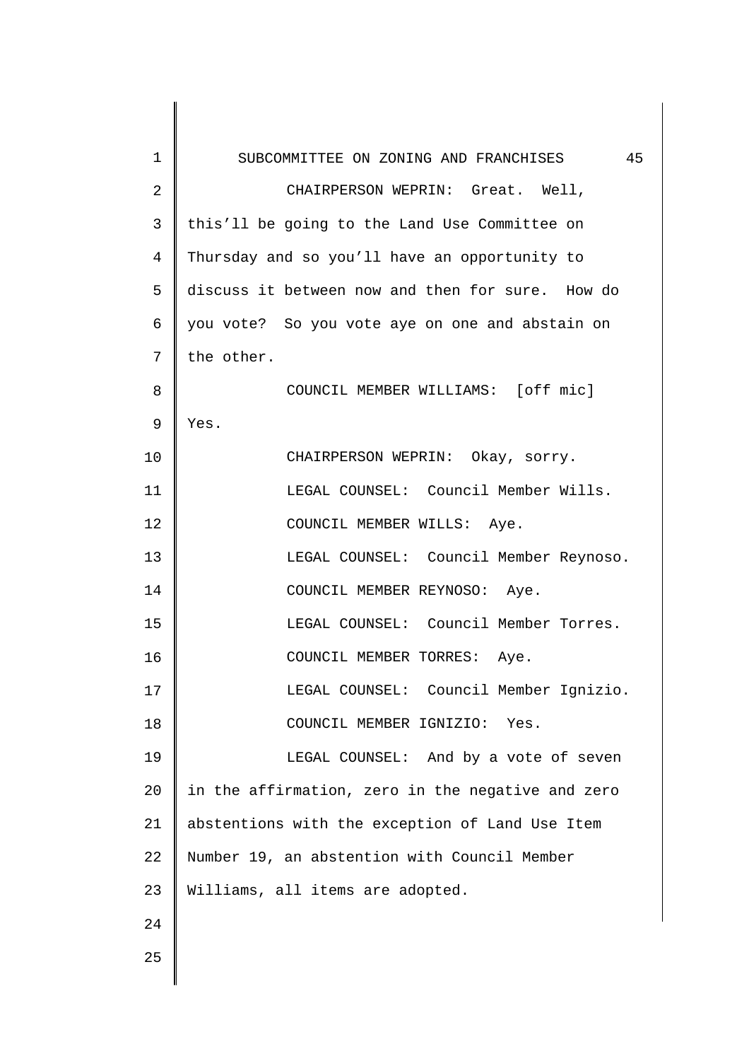CHAIRPERSON WEPRIN: Great. Well, this'll be going to the Land Use Committee on Thursday and so you'll have an opportunity to discuss it between now and then for sure. How do you vote? So you vote aye on one and abstain on the other.

COUNCIL MEMBER WILLIAMS: [off mic] Yes.

CHAIRPERSON WEPRIN: Okay, sorry.

LEGAL COUNSEL: Council Member Wills.

COUNCIL MEMBER WILLS: Aye.

LEGAL COUNSEL: Council Member Reynoso.

COUNCIL MEMBER REYNOSO: Aye.

LEGAL COUNSEL: Council Member Torres.

COUNCIL MEMBER TORRES: Aye.

LEGAL COUNSEL: Council Member Ignizio.

COUNCIL MEMBER IGNIZIO: Yes.

LEGAL COUNSEL: And by a vote of seven in the affirmation, zero in the negative and zero abstentions with the exception of Land Use Item Number 19, an abstention with Council Member Williams, all items are adopted.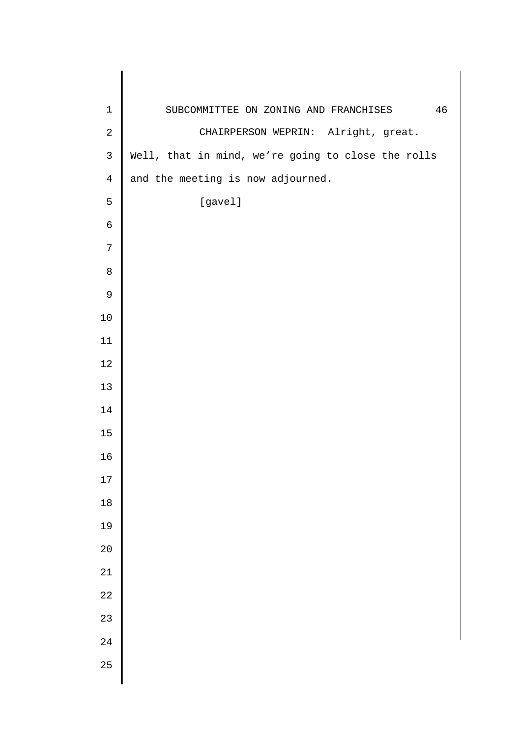CHAIRPERSON WEPRIN: Alright, great. Well, that in mind, we're going to close the rolls and the meeting is now adjourned.

[gavel]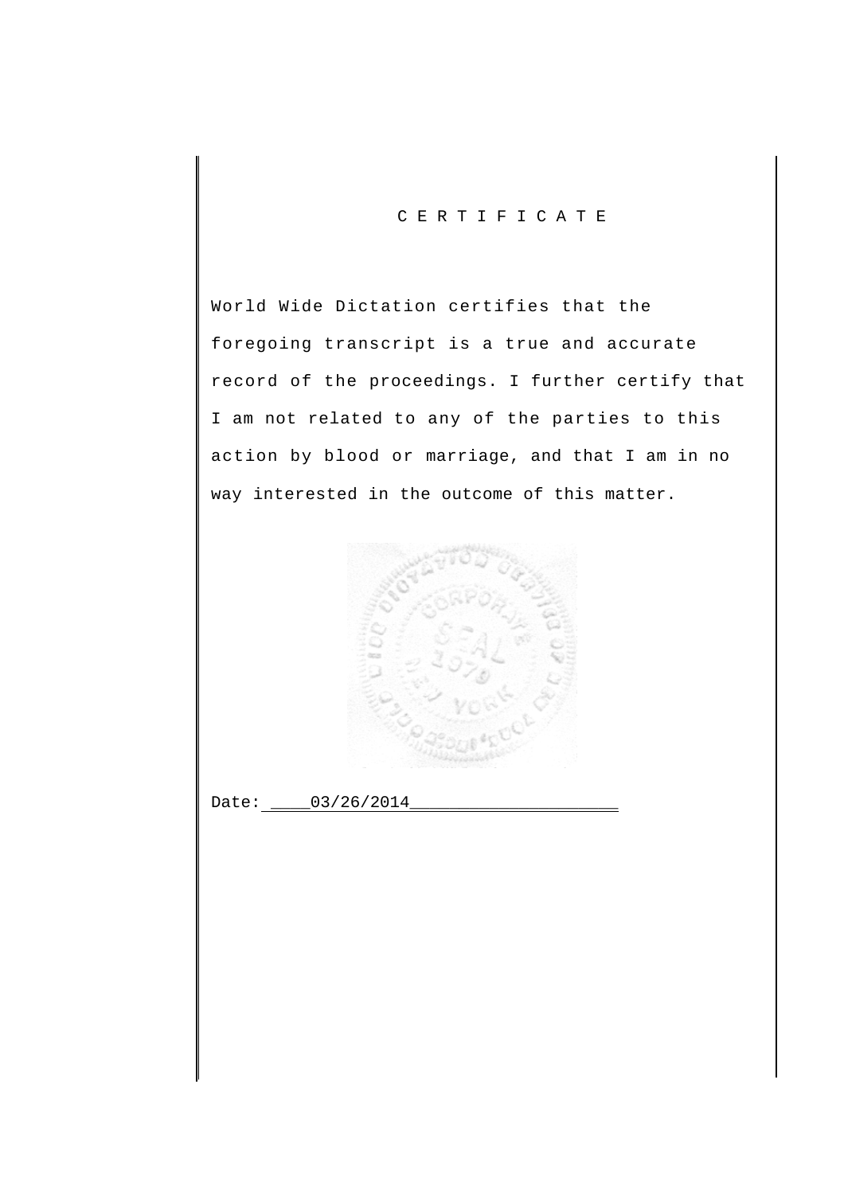# C E R T I F I C A T E

World Wide Dictation certifies that the foregoing transcript is a true and accurate record of the proceedings. I further certify that I am not related to any of the parties to this action by blood or marriage, and that I am in no way interested in the outcome of this matter.

Date: ____03/26/2014_____________________